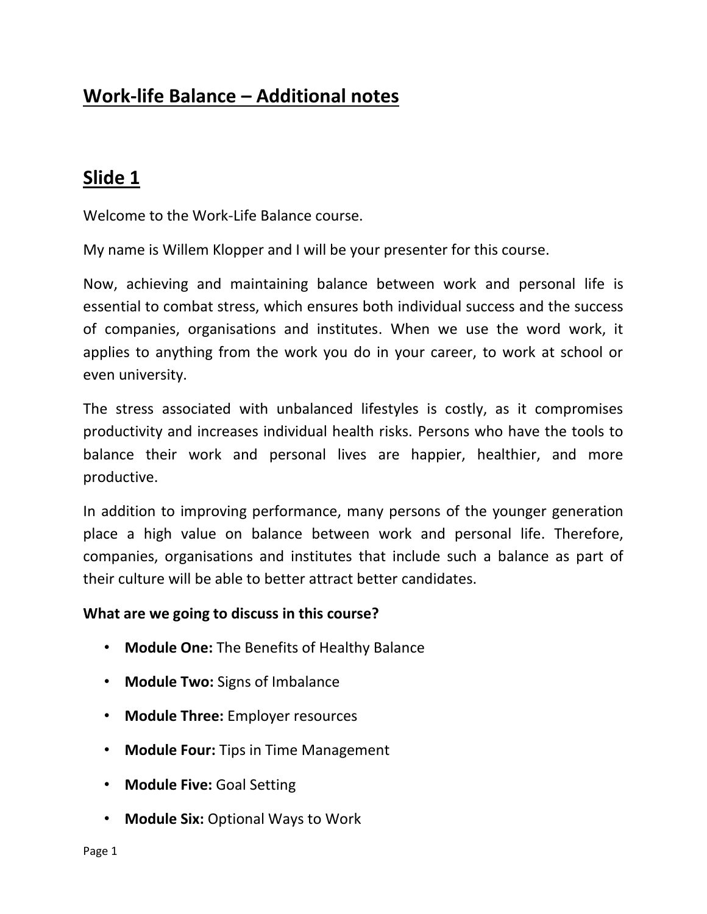# Work-life Balance – Additional notes

## Slide 1

Welcome to the Work-Life Balance course.

My name is Willem Klopper and I will be your presenter for this course.

Now, achieving and maintaining balance between work and personal life is essential to combat stress, which ensures both individual success and the success of companies, organisations and institutes. When we use the word work, it applies to anything from the work you do in your career, to work at school or even university.

The stress associated with unbalanced lifestyles is costly, as it compromises productivity and increases individual health risks. Persons who have the tools to balance their work and personal lives are happier, healthier, and more productive.

In addition to improving performance, many persons of the younger generation place a high value on balance between work and personal life. Therefore, companies, organisations and institutes that include such a balance as part of their culture will be able to better attract better candidates.

**What are we going to discuss in this course?**

- **Module One:** The Benefits of Healthy Balance
- **Module Two:** Signs of Imbalance
- **Module Three:** Employer resources
- **Module Four:** Tips in Time Management
- **Module Five:** Goal Setting
- **Module Six:** Optional Ways to Work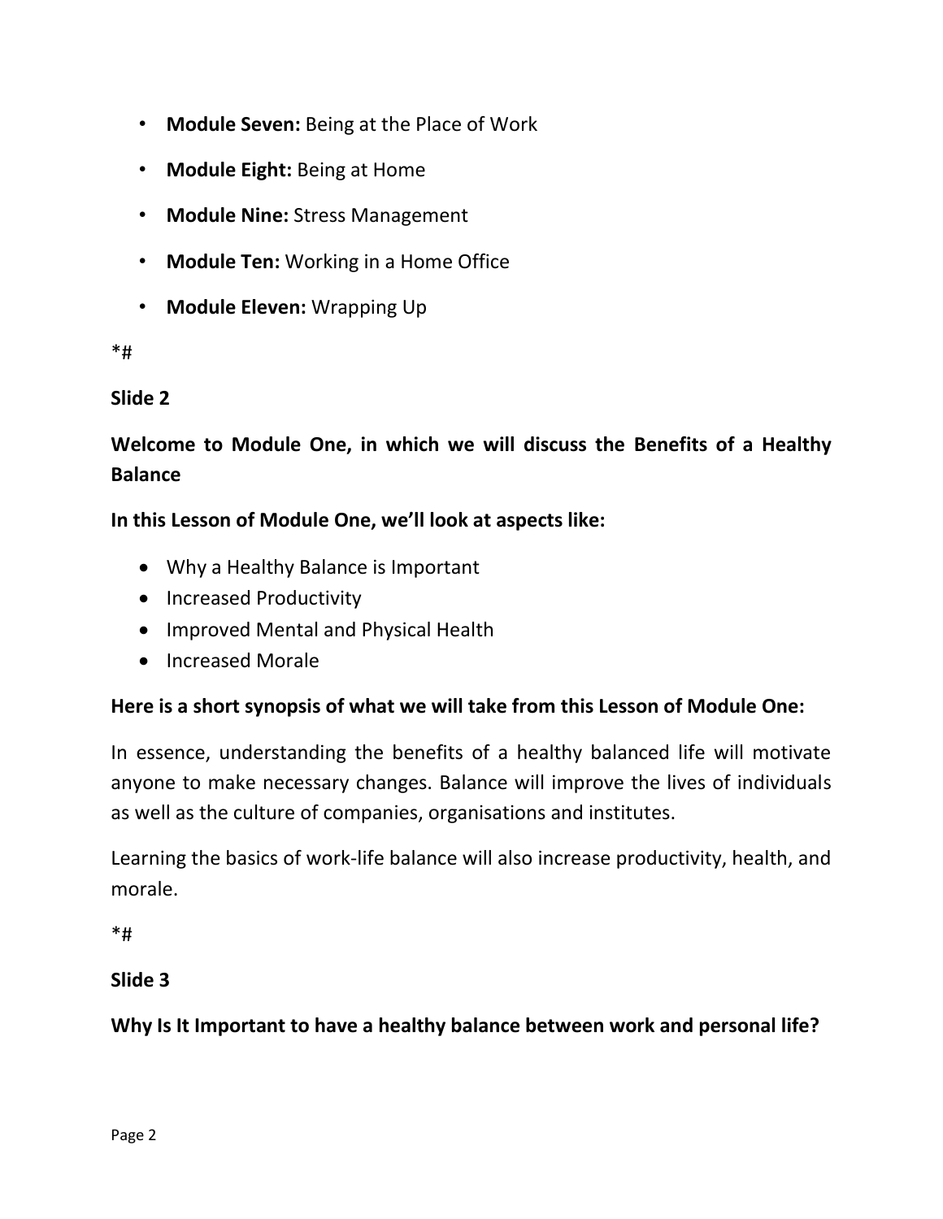- **Module Seven:** Being at the Place of Work
- **Module Eight:** Being at Home
- **Module Nine:** Stress Management
- **Module Ten:** Working in a Home Office
- **Module Eleven:** Wrapping Up

*#

**Slide 2**

**Welcome to Module One, in which we will discuss the Benefits of a Healthy Balance**

**In this Lesson of Module One, we'll look at aspects like:**

- Why a Healthy Balance is Important
- Increased Productivity
- Improved Mental and Physical Health
- Increased Morale

**Here is a short synopsis of what we will take from this Lesson of Module One:**

In essence, understanding the benefits of a healthy balanced life will motivate anyone to make necessary changes. Balance will improve the lives of individuals as well as the culture of companies, organisations and institutes.

Learning the basics of work-life balance will also increase productivity, health, and morale.

*#

**Slide 3**

**Why Is It Important to have a healthy balance between work and personal life?**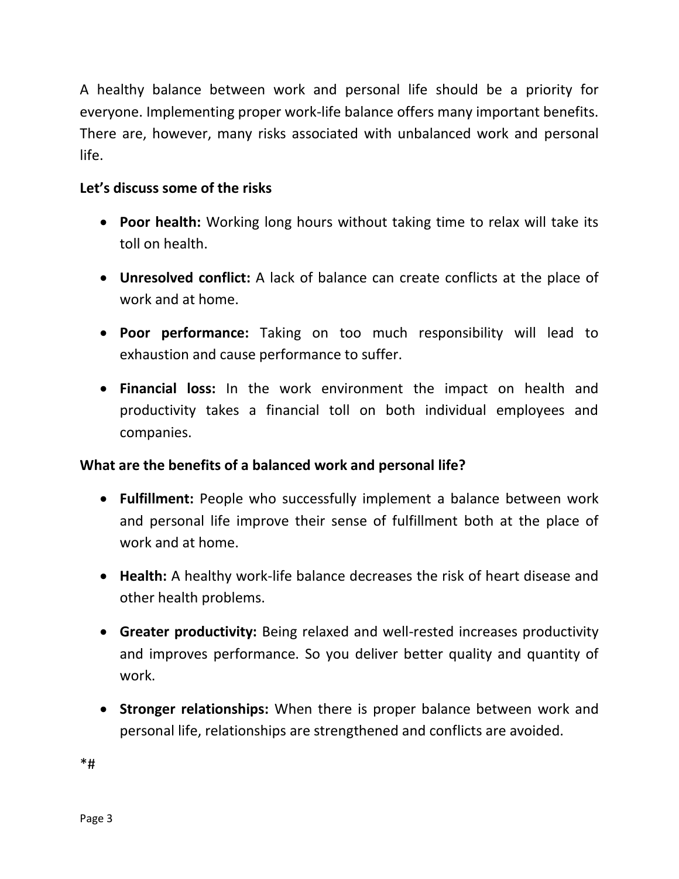A healthy balance between work and personal life should be a priority for everyone. Implementing proper work-life balance offers many important benefits. There are, however, many risks associated with unbalanced work and personal life.

**Let's discuss some of the risks**

- **Poor health:** Working long hours without taking time to relax will take its toll on health.
- **Unresolved conflict:** A lack of balance can create conflicts at the place of work and at home.
- **Poor performance:** Taking on too much responsibility will lead to exhaustion and cause performance to suffer.
- **Financial loss:** In the work environment the impact on health and productivity takes a financial toll on both individual employees and companies.

**What are the benefits of a balanced work and personal life?**

- **Fulfillment:** People who successfully implement a balance between work and personal life improve their sense of fulfillment both at the place of work and at home.
- **Health:** A healthy work-life balance decreases the risk of heart disease and other health problems.
- **Greater productivity:** Being relaxed and well-rested increases productivity and improves performance. So you deliver better quality and quantity of work.
- **Stronger relationships:** When there is proper balance between work and personal life, relationships are strengthened and conflicts are avoided.

*#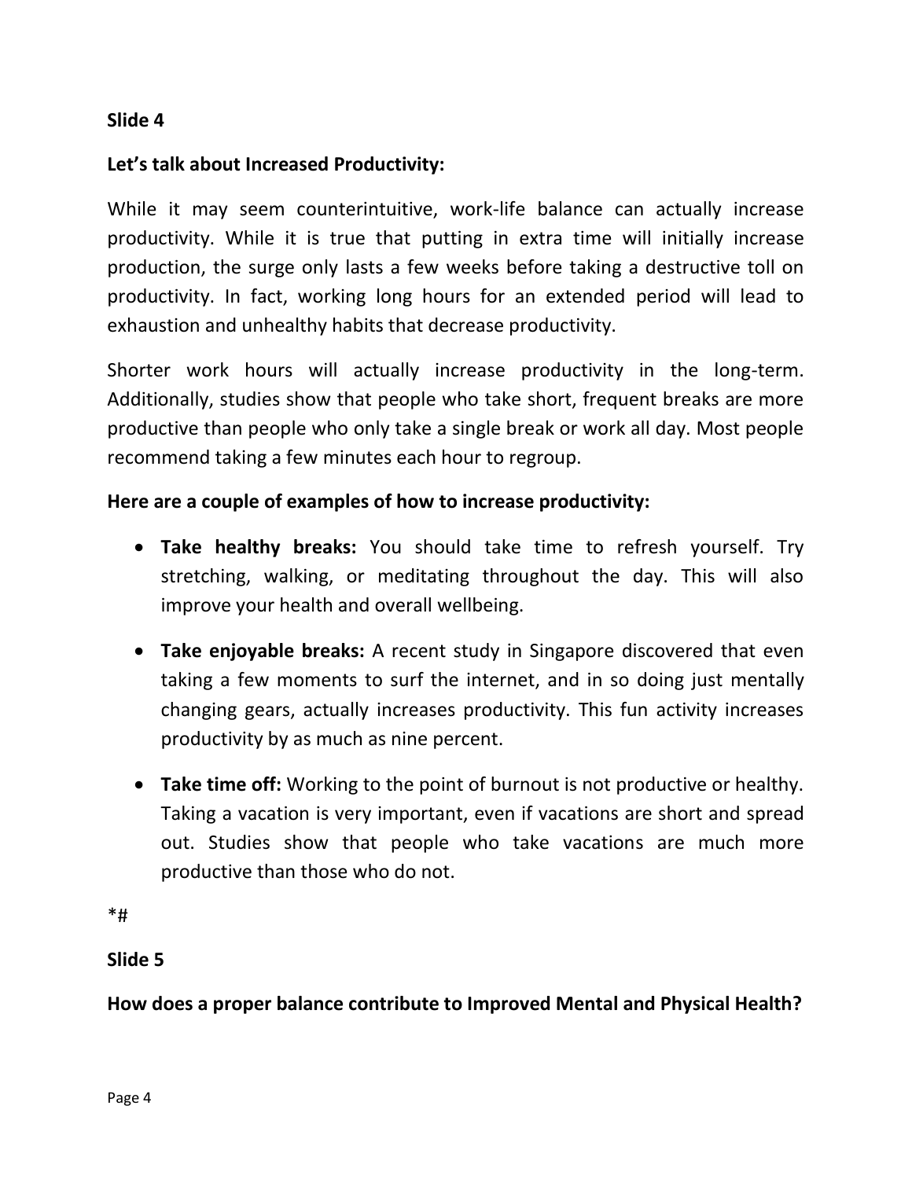**Slide 4**

**Let's talk about Increased Productivity:**

While it may seem counterintuitive, work-life balance can actually increase productivity. While it is true that putting in extra time will initially increase production, the surge only lasts a few weeks before taking a destructive toll on productivity. In fact, working long hours for an extended period will lead to exhaustion and unhealthy habits that decrease productivity.

Shorter work hours will actually increase productivity in the long-term. Additionally, studies show that people who take short, frequent breaks are more productive than people who only take a single break or work all day. Most people recommend taking a few minutes each hour to regroup.

**Here are a couple of examples of how to increase productivity:**

- **Take healthy breaks:** You should take time to refresh yourself. Try stretching, walking, or meditating throughout the day. This will also improve your health and overall wellbeing.
- **Take enjoyable breaks:** A recent study in Singapore discovered that even taking a few moments to surf the internet, and in so doing just mentally changing gears, actually increases productivity. This fun activity increases productivity by as much as nine percent.
- **Take time off:** Working to the point of burnout is not productive or healthy. Taking a vacation is very important, even if vacations are short and spread out. Studies show that people who take vacations are much more productive than those who do not.

*#

**Slide 5**

**How does a proper balance contribute to Improved Mental and Physical Health?**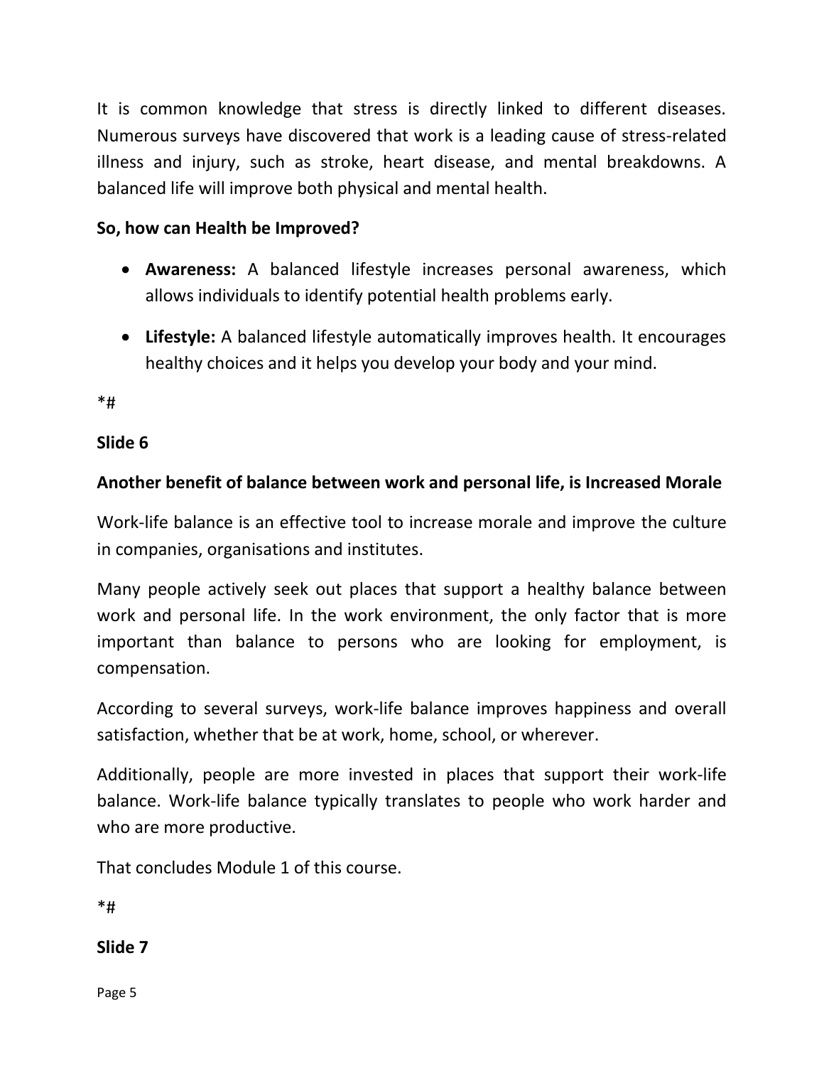It is common knowledge that stress is directly linked to different diseases. Numerous surveys have discovered that work is a leading cause of stress-related illness and injury, such as stroke, heart disease, and mental breakdowns. A balanced life will improve both physical and mental health.

**So, how can Health be Improved?**

- **Awareness:** A balanced lifestyle increases personal awareness, which allows individuals to identify potential health problems early.
- **Lifestyle:** A balanced lifestyle automatically improves health. It encourages healthy choices and it helps you develop your body and your mind.

*#

**Slide 6**

**Another benefit of balance between work and personal life, is Increased Morale**

Work-life balance is an effective tool to increase morale and improve the culture in companies, organisations and institutes.

Many people actively seek out places that support a healthy balance between work and personal life. In the work environment, the only factor that is more important than balance to persons who are looking for employment, is compensation.

According to several surveys, work-life balance improves happiness and overall satisfaction, whether that be at work, home, school, or wherever.

Additionally, people are more invested in places that support their work-life balance. Work-life balance typically translates to people who work harder and who are more productive.

That concludes Module 1 of this course.

*#

**Slide 7**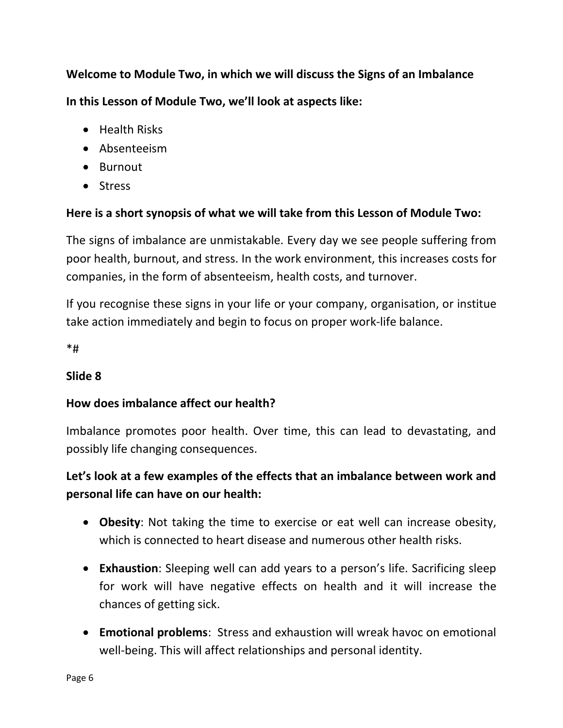**Welcome to Module Two, in which we will discuss the Signs of an Imbalance**

**In this Lesson of Module Two, we'll look at aspects like:**

- Health Risks
- Absenteeism
- Burnout
- Stress

**Here is a short synopsis of what we will take from this Lesson of Module Two:**

The signs of imbalance are unmistakable. Every day we see people suffering from poor health, burnout, and stress. In the work environment, this increases costs for companies, in the form of absenteeism, health costs, and turnover.

If you recognise these signs in your life or your company, organisation, or institue take action immediately and begin to focus on proper work-life balance.

*#

**Slide 8**

**How does imbalance affect our health?**

Imbalance promotes poor health. Over time, this can lead to devastating, and possibly life changing consequences.

**Let's look at a few examples of the effects that an imbalance between work and personal life can have on our health:**

- **Obesity**: Not taking the time to exercise or eat well can increase obesity, which is connected to heart disease and numerous other health risks.
- **Exhaustion**: Sleeping well can add years to a person's life. Sacrificing sleep for work will have negative effects on health and it will increase the chances of getting sick.
- **Emotional problems**: Stress and exhaustion will wreak havoc on emotional well-being. This will affect relationships and personal identity.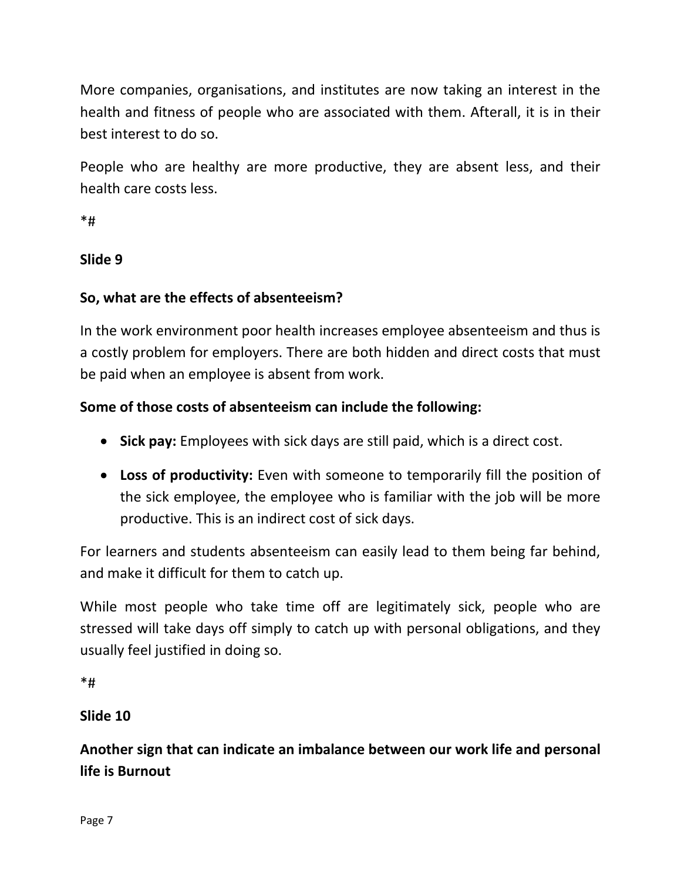More companies, organisations, and institutes are now taking an interest in the health and fitness of people who are associated with them. Afterall, it is in their best interest to do so.

People who are healthy are more productive, they are absent less, and their health care costs less.

*#

**Slide 9**

**So, what are the effects of absenteeism?**

In the work environment poor health increases employee absenteeism and thus is a costly problem for employers. There are both hidden and direct costs that must be paid when an employee is absent from work.

**Some of those costs of absenteeism can include the following:**

- **Sick pay:** Employees with sick days are still paid, which is a direct cost.
- **Loss of productivity:** Even with someone to temporarily fill the position of the sick employee, the employee who is familiar with the job will be more productive. This is an indirect cost of sick days.

For learners and students absenteeism can easily lead to them being far behind, and make it difficult for them to catch up.

While most people who take time off are legitimately sick, people who are stressed will take days off simply to catch up with personal obligations, and they usually feel justified in doing so.

*#

**Slide 10**

**Another sign that can indicate an imbalance between our work life and personal life is Burnout**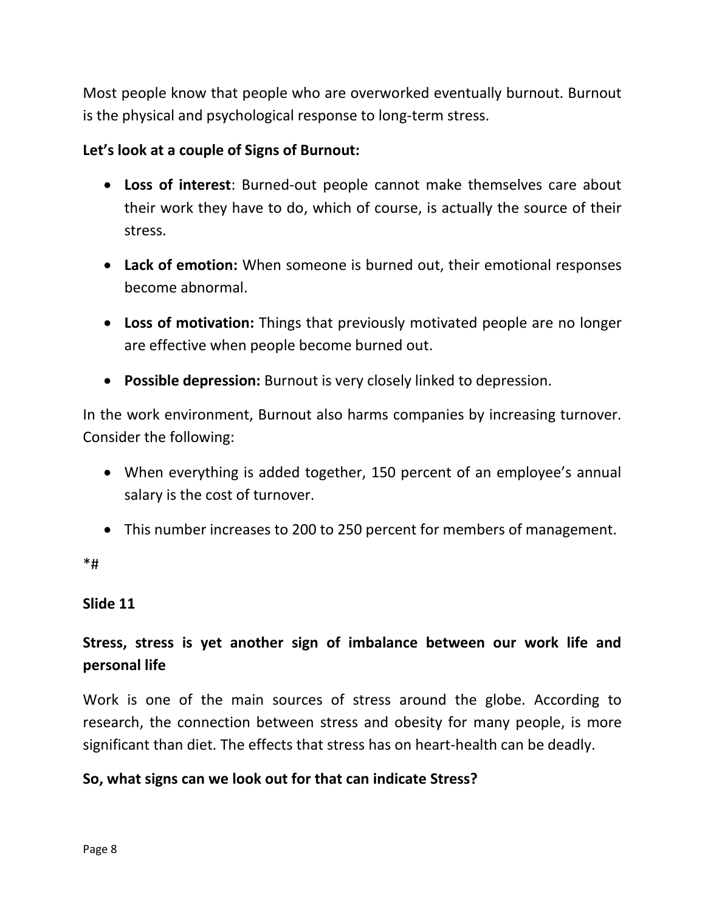Most people know that people who are overworked eventually burnout. Burnout is the physical and psychological response to long-term stress.

**Let's look at a couple of Signs of Burnout:**

- **Loss of interest**: Burned-out people cannot make themselves care about their work they have to do, which of course, is actually the source of their stress.
- **Lack of emotion:** When someone is burned out, their emotional responses become abnormal.
- **Loss of motivation:** Things that previously motivated people are no longer are effective when people become burned out.
- **Possible depression:** Burnout is very closely linked to depression.

In the work environment, Burnout also harms companies by increasing turnover. Consider the following:

- When everything is added together, 150 percent of an employee's annual salary is the cost of turnover.
- This number increases to 200 to 250 percent for members of management.

*#

**Slide 11**

**Stress, stress is yet another sign of imbalance between our work life and personal life**

Work is one of the main sources of stress around the globe. According to research, the connection between stress and obesity for many people, is more significant than diet. The effects that stress has on heart-health can be deadly.

**So, what signs can we look out for that can indicate Stress?**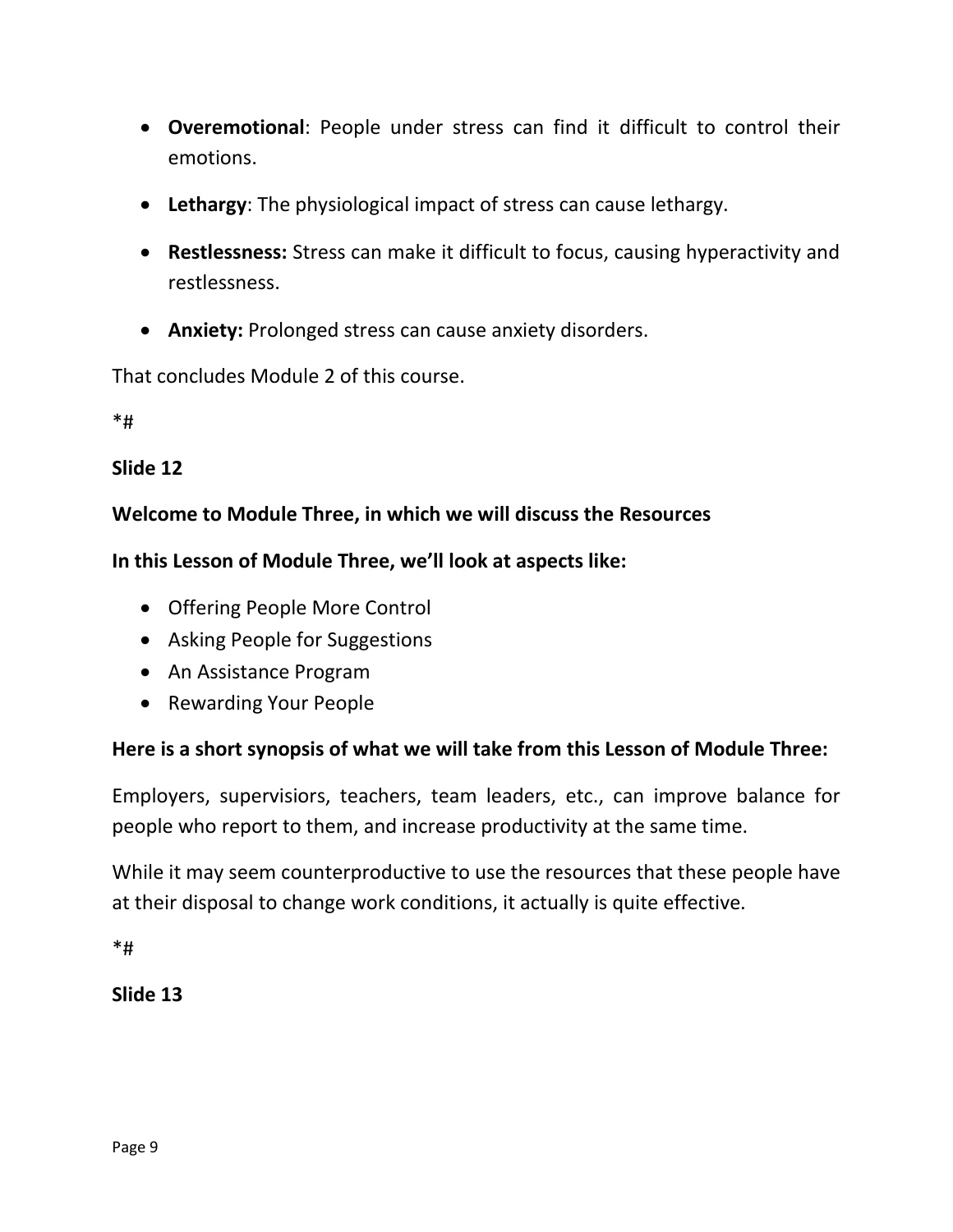- **Overemotional**: People under stress can find it difficult to control their emotions.
- **Lethargy**: The physiological impact of stress can cause lethargy.
- **Restlessness:** Stress can make it difficult to focus, causing hyperactivity and restlessness.
- **Anxiety:** Prolonged stress can cause anxiety disorders.

That concludes Module 2 of this course.

*#

**Slide 12**

**Welcome to Module Three, in which we will discuss the Resources**

**In this Lesson of Module Three, we'll look at aspects like:**

- Offering People More Control
- Asking People for Suggestions
- An Assistance Program
- Rewarding Your People

**Here is a short synopsis of what we will take from this Lesson of Module Three:**

Employers, supervisiors, teachers, team leaders, etc., can improve balance for people who report to them, and increase productivity at the same time.

While it may seem counterproductive to use the resources that these people have at their disposal to change work conditions, it actually is quite effective.

*#

**Slide 13**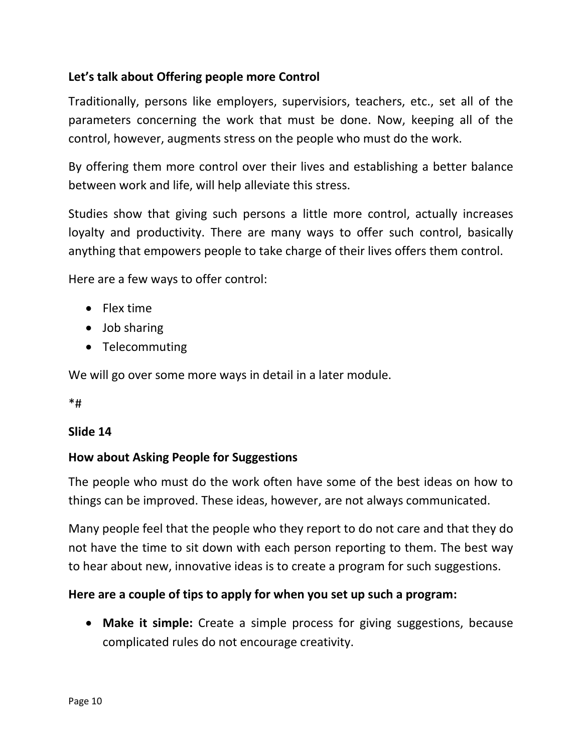**Let's talk about Offering people more Control**

Traditionally, persons like employers, supervisiors, teachers, etc., set all of the parameters concerning the work that must be done. Now, keeping all of the control, however, augments stress on the people who must do the work.

By offering them more control over their lives and establishing a better balance between work and life, will help alleviate this stress.

Studies show that giving such persons a little more control, actually increases loyalty and productivity. There are many ways to offer such control, basically anything that empowers people to take charge of their lives offers them control.

Here are a few ways to offer control:

- Flex time
- Job sharing
- Telecommuting

We will go over some more ways in detail in a later module.

*#

**Slide 14**

**How about Asking People for Suggestions**

The people who must do the work often have some of the best ideas on how to things can be improved. These ideas, however, are not always communicated.

Many people feel that the people who they report to do not care and that they do not have the time to sit down with each person reporting to them. The best way to hear about new, innovative ideas is to create a program for such suggestions.

**Here are a couple of tips to apply for when you set up such a program:**

- **Make it simple:** Create a simple process for giving suggestions, because complicated rules do not encourage creativity.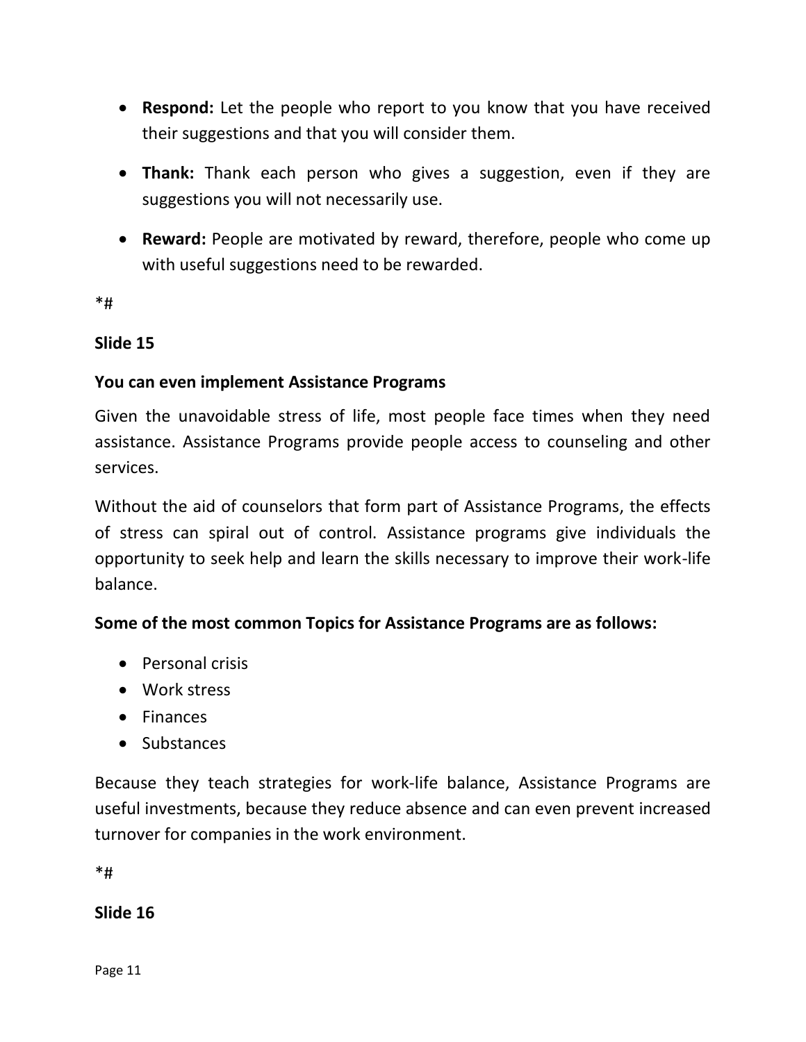- **Respond:** Let the people who report to you know that you have received their suggestions and that you will consider them.
- **Thank:** Thank each person who gives a suggestion, even if they are suggestions you will not necessarily use.
- **Reward:** People are motivated by reward, therefore, people who come up with useful suggestions need to be rewarded.

*#

**Slide 15**

**You can even implement Assistance Programs**

Given the unavoidable stress of life, most people face times when they need assistance. Assistance Programs provide people access to counseling and other services.

Without the aid of counselors that form part of Assistance Programs, the effects of stress can spiral out of control. Assistance programs give individuals the opportunity to seek help and learn the skills necessary to improve their work-life balance.

**Some of the most common Topics for Assistance Programs are as follows:**

- Personal crisis
- Work stress
- Finances
- Substances

Because they teach strategies for work-life balance, Assistance Programs are useful investments, because they reduce absence and can even prevent increased turnover for companies in the work environment.

*#

**Slide 16**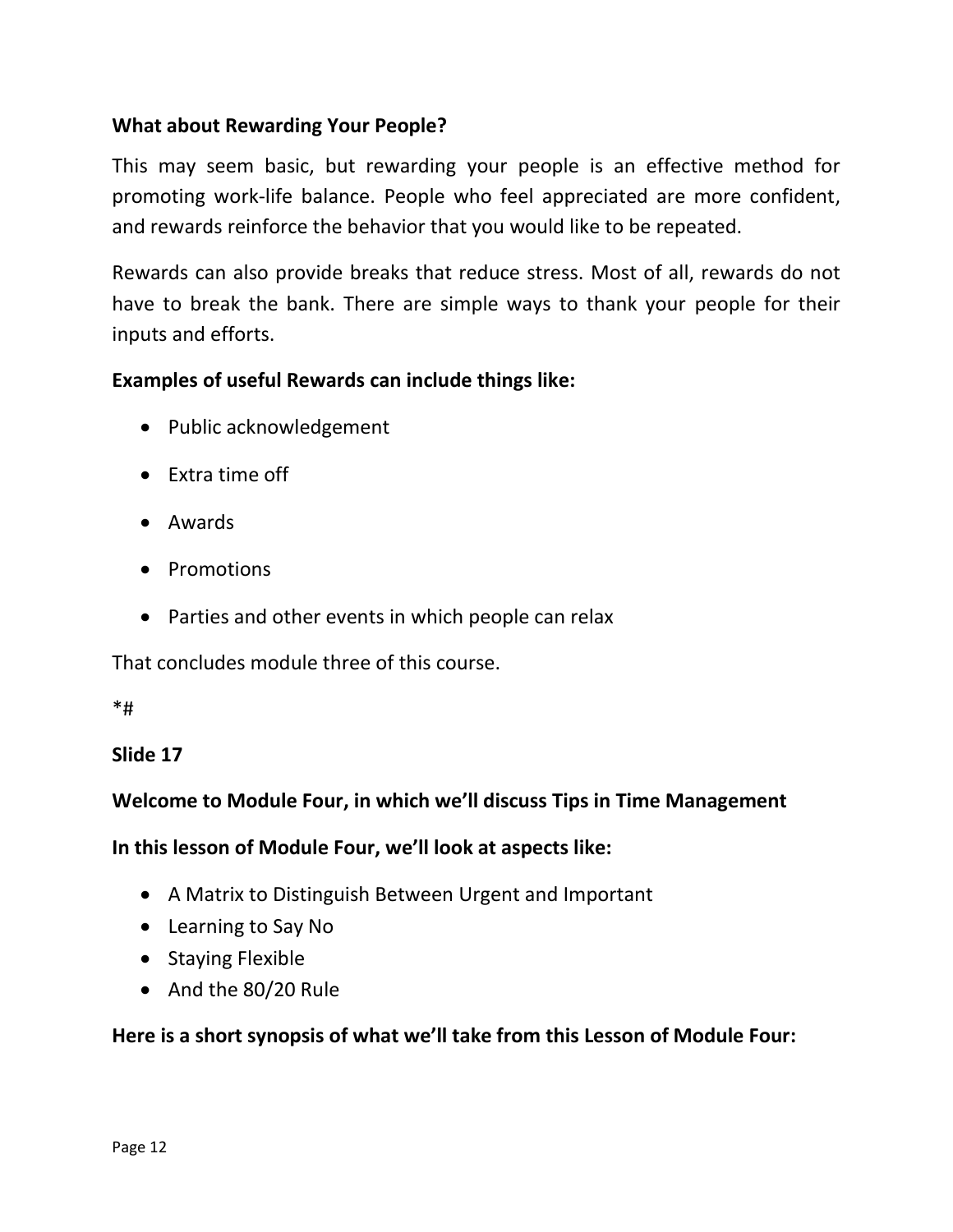**What about Rewarding Your People?**

This may seem basic, but rewarding your people is an effective method for promoting work-life balance. People who feel appreciated are more confident, and rewards reinforce the behavior that you would like to be repeated.

Rewards can also provide breaks that reduce stress. Most of all, rewards do not have to break the bank. There are simple ways to thank your people for their inputs and efforts.

**Examples of useful Rewards can include things like:**

- Public acknowledgement
- Extra time off
- Awards
- Promotions
- Parties and other events in which people can relax

That concludes module three of this course.

*#

**Slide 17**

**Welcome to Module Four, in which we'll discuss Tips in Time Management**

**In this lesson of Module Four, we'll look at aspects like:**

- A Matrix to Distinguish Between Urgent and Important
- Learning to Say No
- Staying Flexible
- And the 80/20 Rule

**Here is a short synopsis of what we'll take from this Lesson of Module Four:**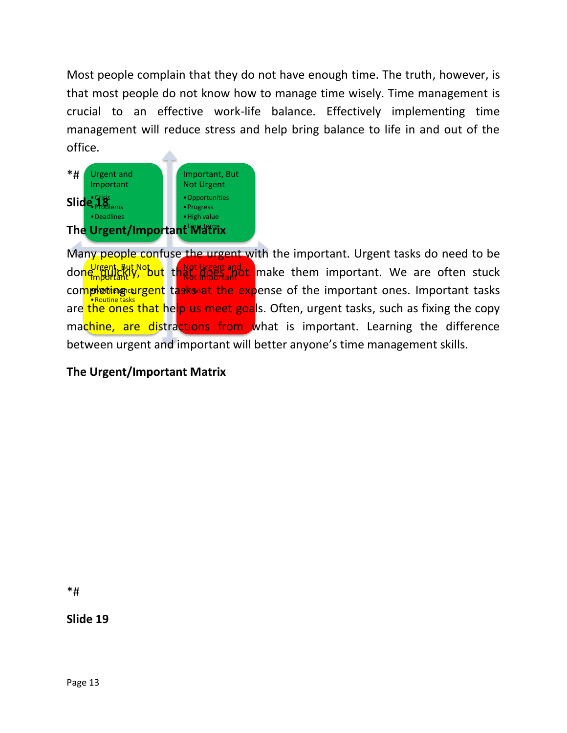Most people complain that they do not have enough time. The truth, however, is that most people do not know how to manage time wisely. Time management is crucial to an effective work-life balance. Effectively implementing time management will reduce stress and help bring balance to life in and out of the office.

*#

**Slide 18**

**The Urgent/Important Matrix**

Many people confuse the urgent with the important. Urgent tasks do need to be done quickly, but that does not make them important. We are often stuck completing urgent tasks at the expense of the important ones. Important tasks are the ones that help us meet goals. Often, urgent tasks, such as fixing the copy machine, are distractions from what is important. Learning the difference between urgent and important will better anyone's time management skills.

**The Urgent/Important Matrix**

| Urgent and Important | Important, But Not Urgent |
|---|---|
| • Crisis<br>• Problems<br>• Deadlines | • Opportunities<br>• Progress<br>• High value<br>• Long term |
| **Urgent, But Not Important** | **Not Urgent and Not Important** |
| • Routine tasks | |

*#

**Slide 19**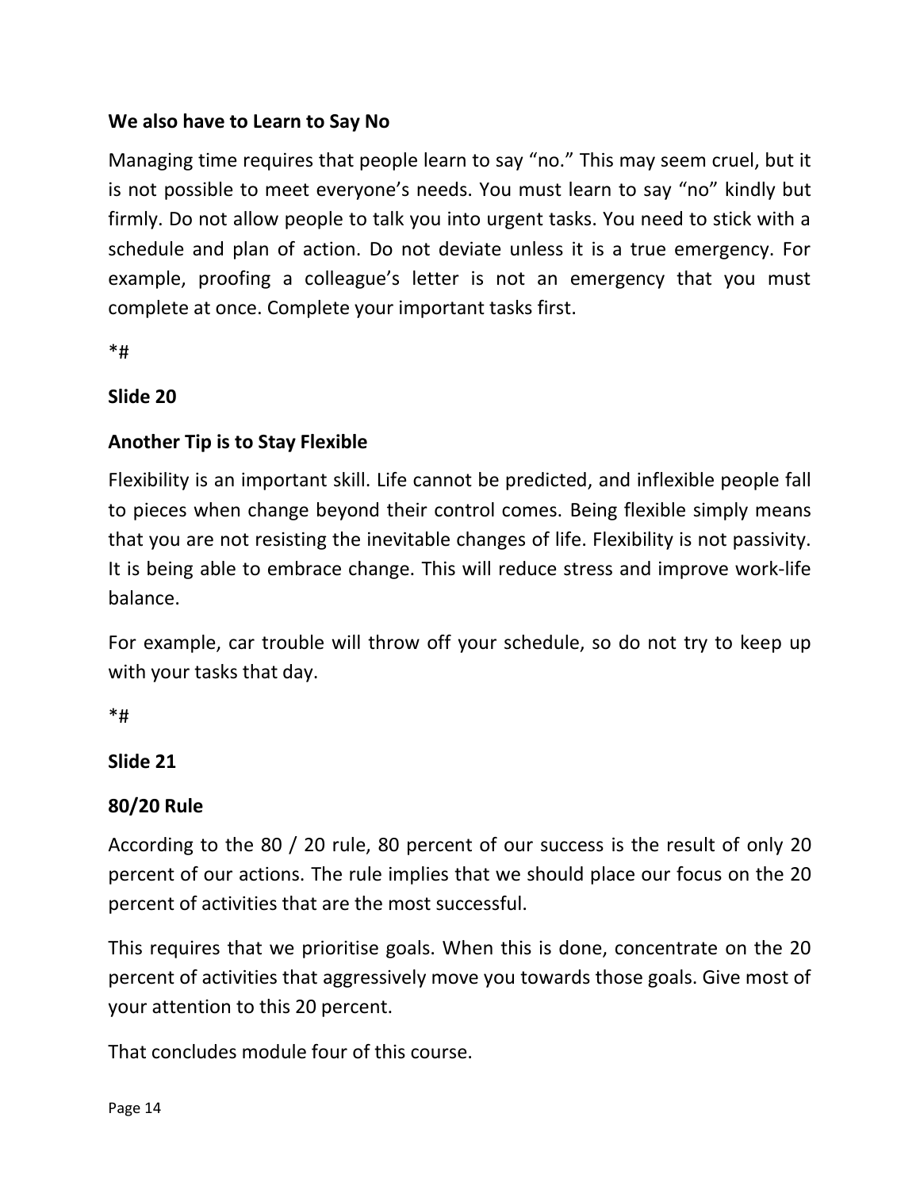**We also have to Learn to Say No**

Managing time requires that people learn to say "no." This may seem cruel, but it is not possible to meet everyone's needs. You must learn to say "no" kindly but firmly. Do not allow people to talk you into urgent tasks. You need to stick with a schedule and plan of action. Do not deviate unless it is a true emergency. For example, proofing a colleague's letter is not an emergency that you must complete at once. Complete your important tasks first.

*#

**Slide 20**

**Another Tip is to Stay Flexible**

Flexibility is an important skill. Life cannot be predicted, and inflexible people fall to pieces when change beyond their control comes. Being flexible simply means that you are not resisting the inevitable changes of life. Flexibility is not passivity. It is being able to embrace change. This will reduce stress and improve work-life balance.

For example, car trouble will throw off your schedule, so do not try to keep up with your tasks that day.

*#

**Slide 21**

**80/20 Rule**

According to the 80 / 20 rule, 80 percent of our success is the result of only 20 percent of our actions. The rule implies that we should place our focus on the 20 percent of activities that are the most successful.

This requires that we prioritise goals. When this is done, concentrate on the 20 percent of activities that aggressively move you towards those goals. Give most of your attention to this 20 percent.

That concludes module four of this course.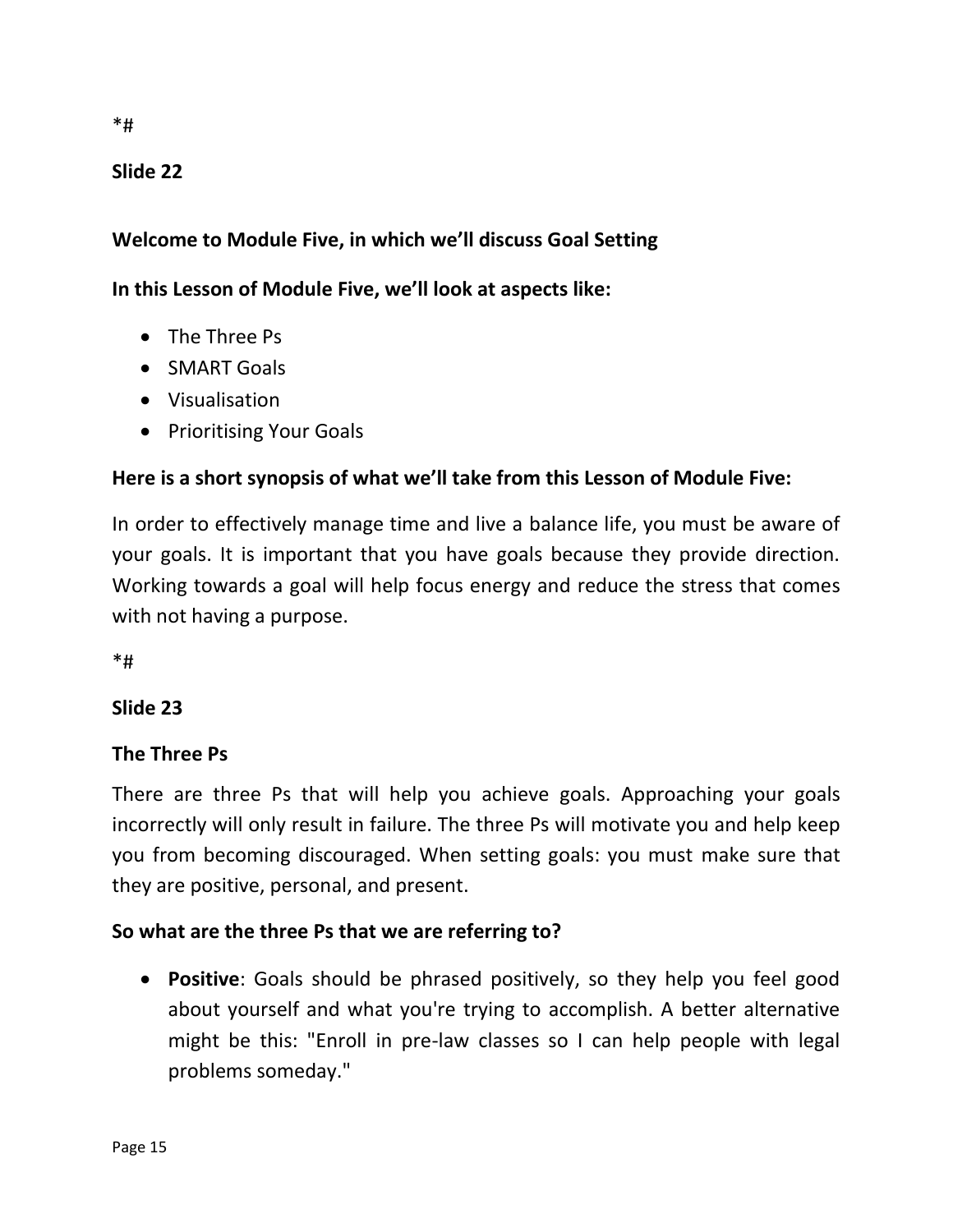*#

**Slide 22**

**Welcome to Module Five, in which we'll discuss Goal Setting**

**In this Lesson of Module Five, we'll look at aspects like:**

- The Three Ps
- SMART Goals
- Visualisation
- Prioritising Your Goals

**Here is a short synopsis of what we'll take from this Lesson of Module Five:**

In order to effectively manage time and live a balance life, you must be aware of your goals. It is important that you have goals because they provide direction. Working towards a goal will help focus energy and reduce the stress that comes with not having a purpose.

*#

**Slide 23**

**The Three Ps**

There are three Ps that will help you achieve goals. Approaching your goals incorrectly will only result in failure. The three Ps will motivate you and help keep you from becoming discouraged. When setting goals: you must make sure that they are positive, personal, and present.

**So what are the three Ps that we are referring to?**

- **Positive**: Goals should be phrased positively, so they help you feel good about yourself and what you're trying to accomplish. A better alternative might be this: "Enroll in pre-law classes so I can help people with legal problems someday."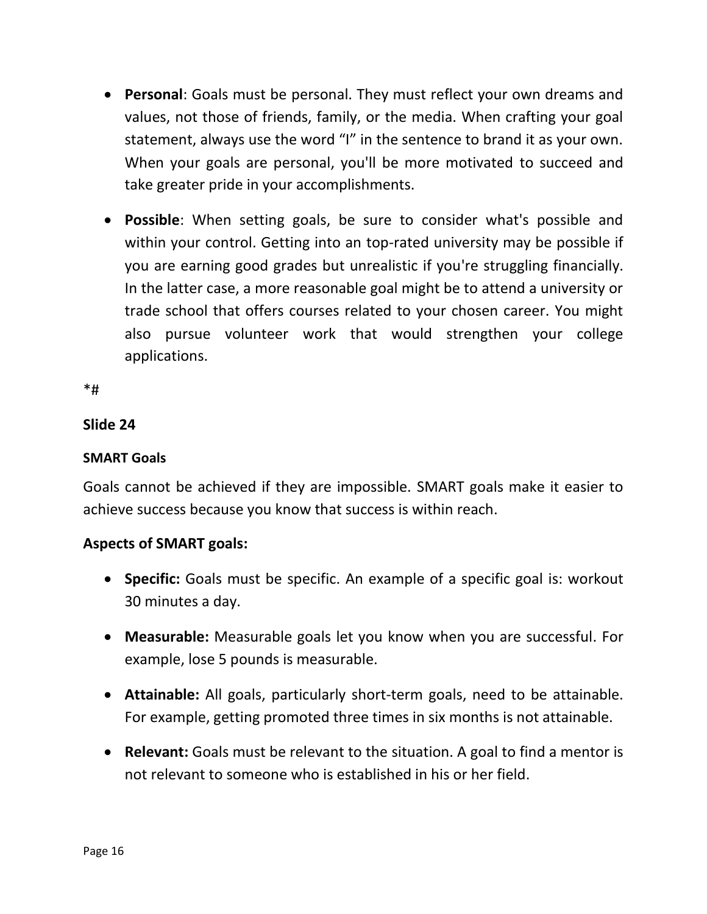- **Personal**: Goals must be personal. They must reflect your own dreams and values, not those of friends, family, or the media. When crafting your goal statement, always use the word "I" in the sentence to brand it as your own. When your goals are personal, you'll be more motivated to succeed and take greater pride in your accomplishments.

- **Possible**: When setting goals, be sure to consider what's possible and within your control. Getting into an top-rated university may be possible if you are earning good grades but unrealistic if you're struggling financially. In the latter case, a more reasonable goal might be to attend a university or trade school that offers courses related to your chosen career. You might also pursue volunteer work that would strengthen your college applications.

*#

**Slide 24**

**SMART Goals**

Goals cannot be achieved if they are impossible. SMART goals make it easier to achieve success because you know that success is within reach.

**Aspects of SMART goals:**

- **Specific:** Goals must be specific. An example of a specific goal is: workout 30 minutes a day.

- **Measurable:** Measurable goals let you know when you are successful. For example, lose 5 pounds is measurable.

- **Attainable:** All goals, particularly short-term goals, need to be attainable. For example, getting promoted three times in six months is not attainable.

- **Relevant:** Goals must be relevant to the situation. A goal to find a mentor is not relevant to someone who is established in his or her field.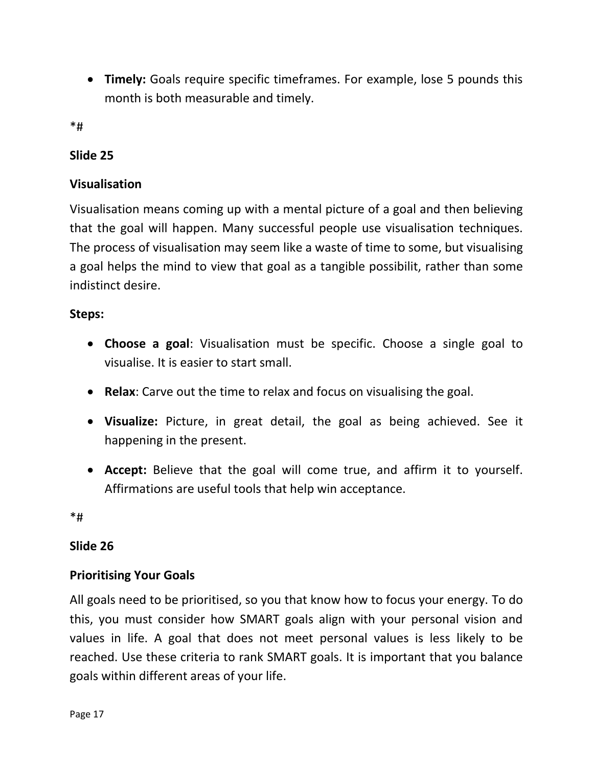- **Timely:** Goals require specific timeframes. For example, lose 5 pounds this month is both measurable and timely.

*#

**Slide 25**

**Visualisation**

Visualisation means coming up with a mental picture of a goal and then believing that the goal will happen. Many successful people use visualisation techniques. The process of visualisation may seem like a waste of time to some, but visualising a goal helps the mind to view that goal as a tangible possibilit, rather than some indistinct desire.

**Steps:**

- **Choose a goal**: Visualisation must be specific. Choose a single goal to visualise. It is easier to start small.
- **Relax**: Carve out the time to relax and focus on visualising the goal.
- **Visualize:** Picture, in great detail, the goal as being achieved. See it happening in the present.
- **Accept:** Believe that the goal will come true, and affirm it to yourself. Affirmations are useful tools that help win acceptance.

*#

**Slide 26**

**Prioritising Your Goals**

All goals need to be prioritised, so you that know how to focus your energy. To do this, you must consider how SMART goals align with your personal vision and values in life. A goal that does not meet personal values is less likely to be reached. Use these criteria to rank SMART goals. It is important that you balance goals within different areas of your life.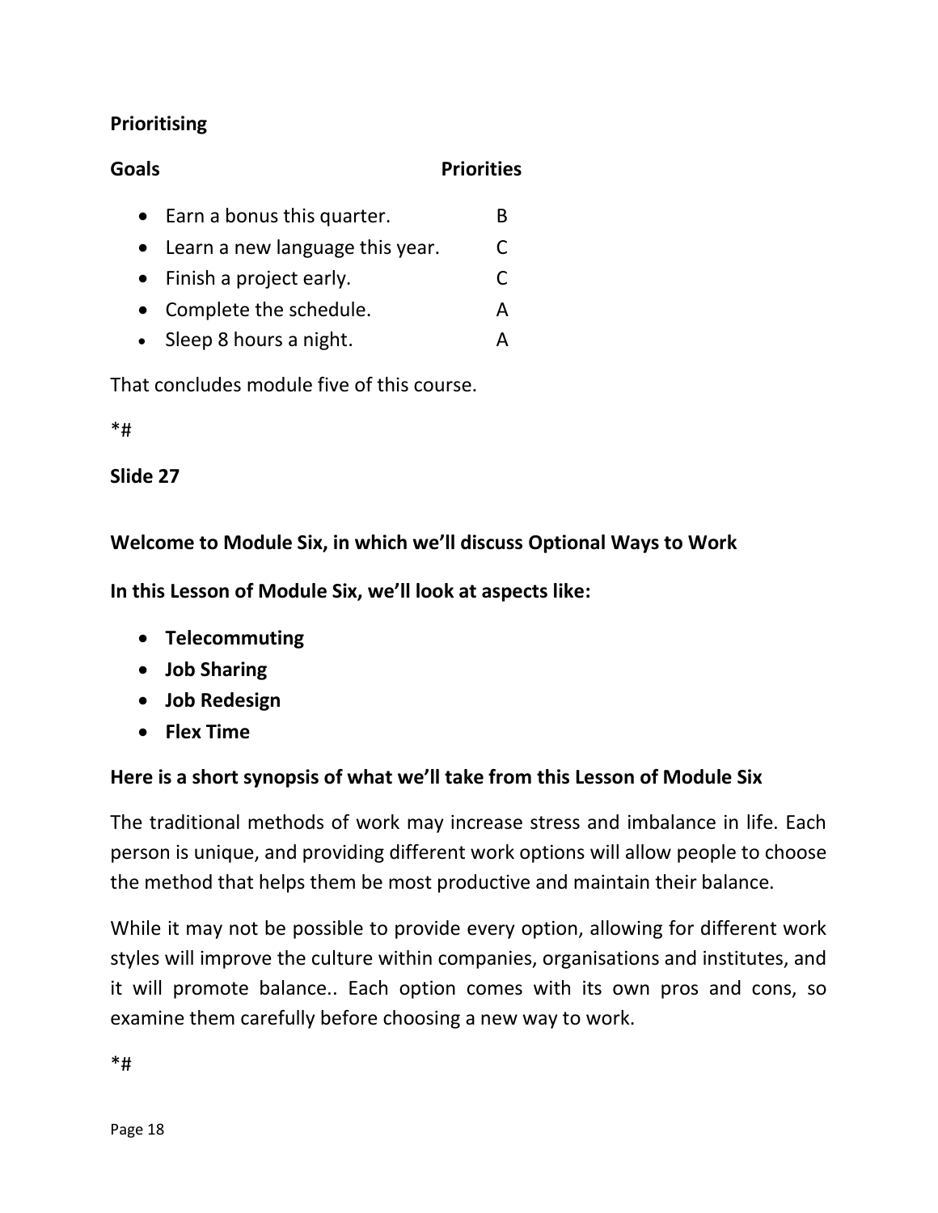**Prioritising**

| Goals | Priorities |
| --- | --- |
| Earn a bonus this quarter. | B |
| Learn a new language this year. | C |
| Finish a project early. | C |
| Complete the schedule. | A |
| Sleep 8 hours a night. | A |

That concludes module five of this course.

*#

**Slide 27**

**Welcome to Module Six, in which we'll discuss Optional Ways to Work**

**In this Lesson of Module Six, we'll look at aspects like:**

- **Telecommuting**
- **Job Sharing**
- **Job Redesign**
- **Flex Time**

**Here is a short synopsis of what we'll take from this Lesson of Module Six**

The traditional methods of work may increase stress and imbalance in life. Each person is unique, and providing different work options will allow people to choose the method that helps them be most productive and maintain their balance.

While it may not be possible to provide every option, allowing for different work styles will improve the culture within companies, organisations and institutes, and it will promote balance.. Each option comes with its own pros and cons, so examine them carefully before choosing a new way to work.

*#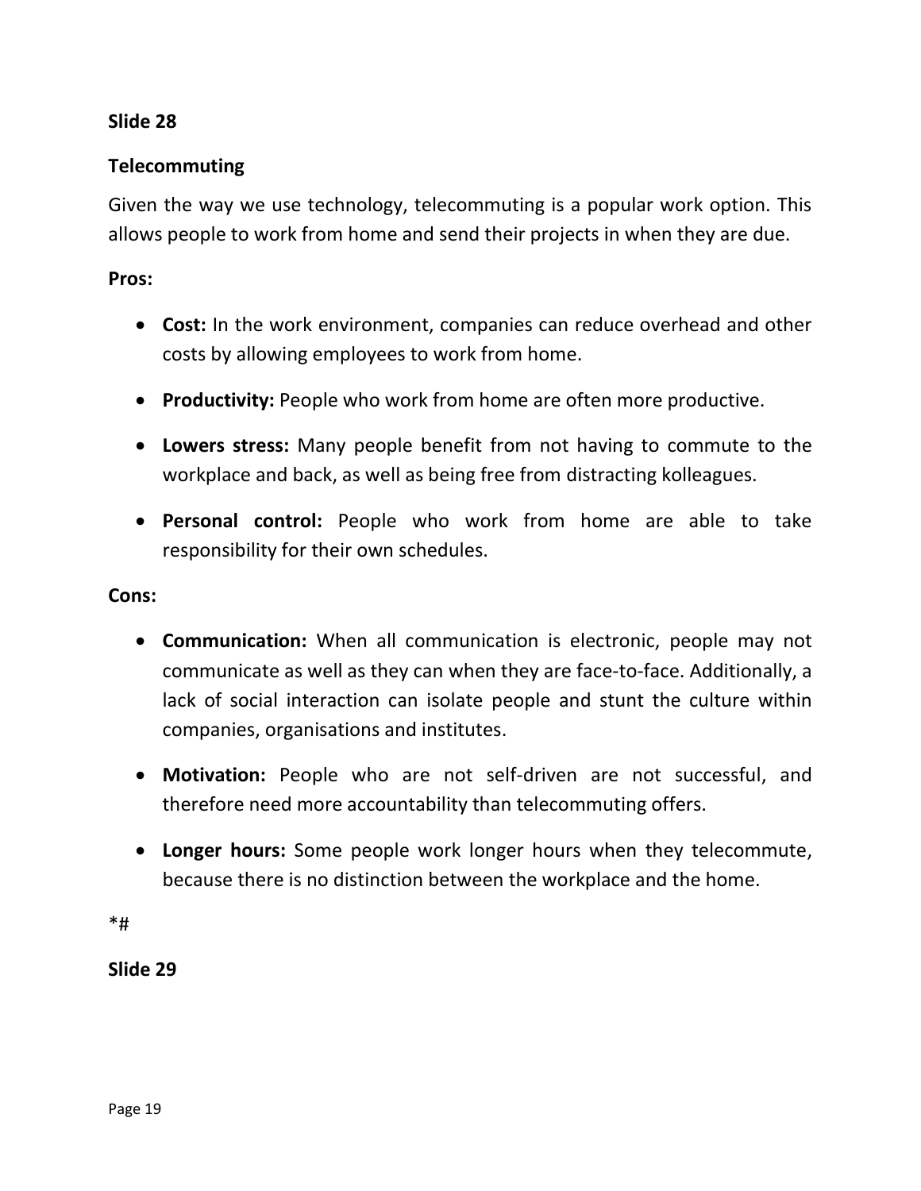**Slide 28**

**Telecommuting**

Given the way we use technology, telecommuting is a popular work option. This allows people to work from home and send their projects in when they are due.

**Pros:**

- **Cost:** In the work environment, companies can reduce overhead and other costs by allowing employees to work from home.
- **Productivity:** People who work from home are often more productive.
- **Lowers stress:** Many people benefit from not having to commute to the workplace and back, as well as being free from distracting kolleagues.
- **Personal control:** People who work from home are able to take responsibility for their own schedules.

**Cons:**

- **Communication:** When all communication is electronic, people may not communicate as well as they can when they are face-to-face. Additionally, a lack of social interaction can isolate people and stunt the culture within companies, organisations and institutes.
- **Motivation:** People who are not self-driven are not successful, and therefore need more accountability than telecommuting offers.
- **Longer hours:** Some people work longer hours when they telecommute, because there is no distinction between the workplace and the home.

*#

**Slide 29**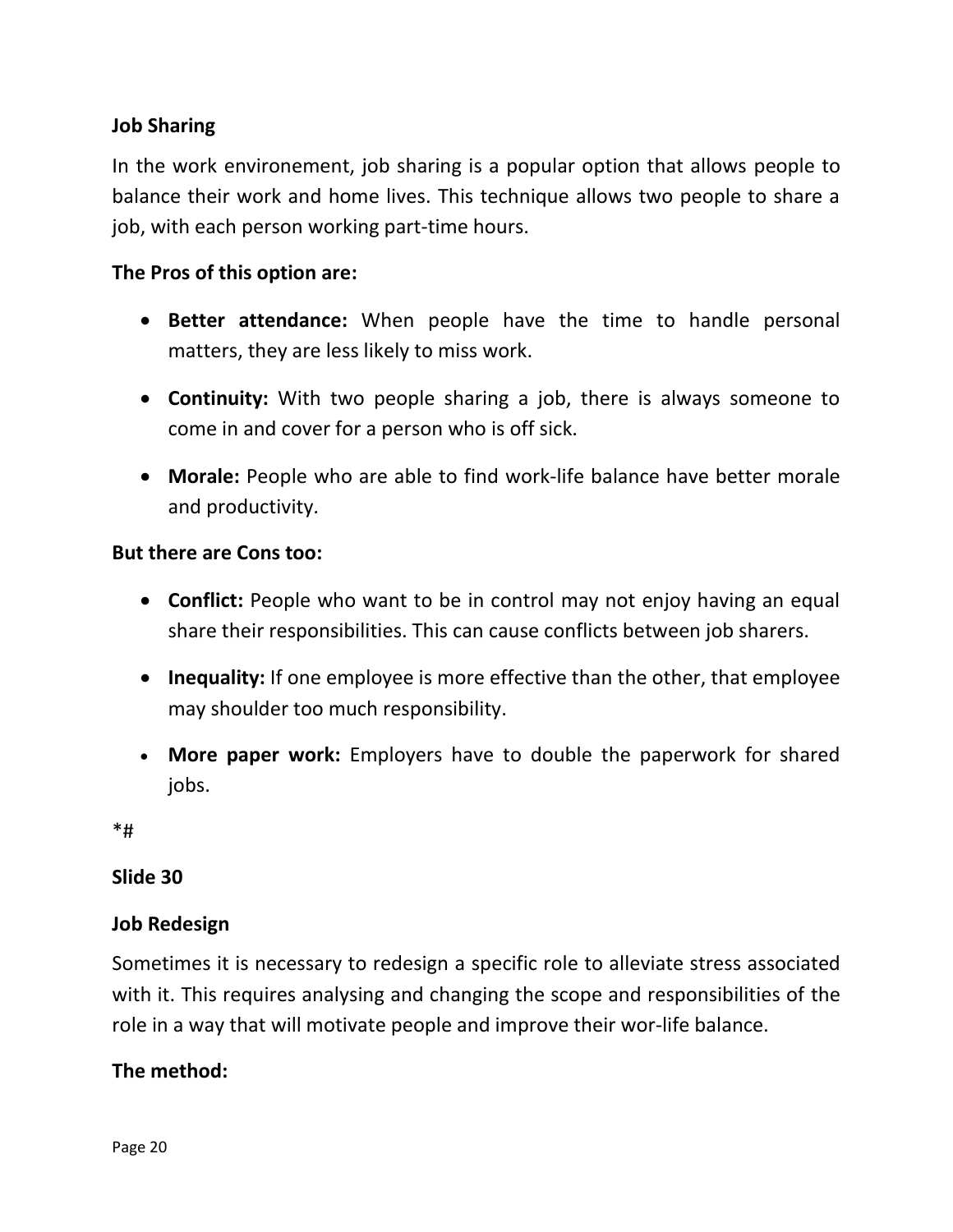**Job Sharing**

In the work environement, job sharing is a popular option that allows people to balance their work and home lives. This technique allows two people to share a job, with each person working part-time hours.

**The Pros of this option are:**

- **Better attendance:** When people have the time to handle personal matters, they are less likely to miss work.
- **Continuity:** With two people sharing a job, there is always someone to come in and cover for a person who is off sick.
- **Morale:** People who are able to find work-life balance have better morale and productivity.

**But there are Cons too:**

- **Conflict:** People who want to be in control may not enjoy having an equal share their responsibilities. This can cause conflicts between job sharers.
- **Inequality:** If one employee is more effective than the other, that employee may shoulder too much responsibility.
- **More paper work:** Employers have to double the paperwork for shared jobs.

*#

**Slide 30**

**Job Redesign**

Sometimes it is necessary to redesign a specific role to alleviate stress associated with it. This requires analysing and changing the scope and responsibilities of the role in a way that will motivate people and improve their wor-life balance.

**The method:**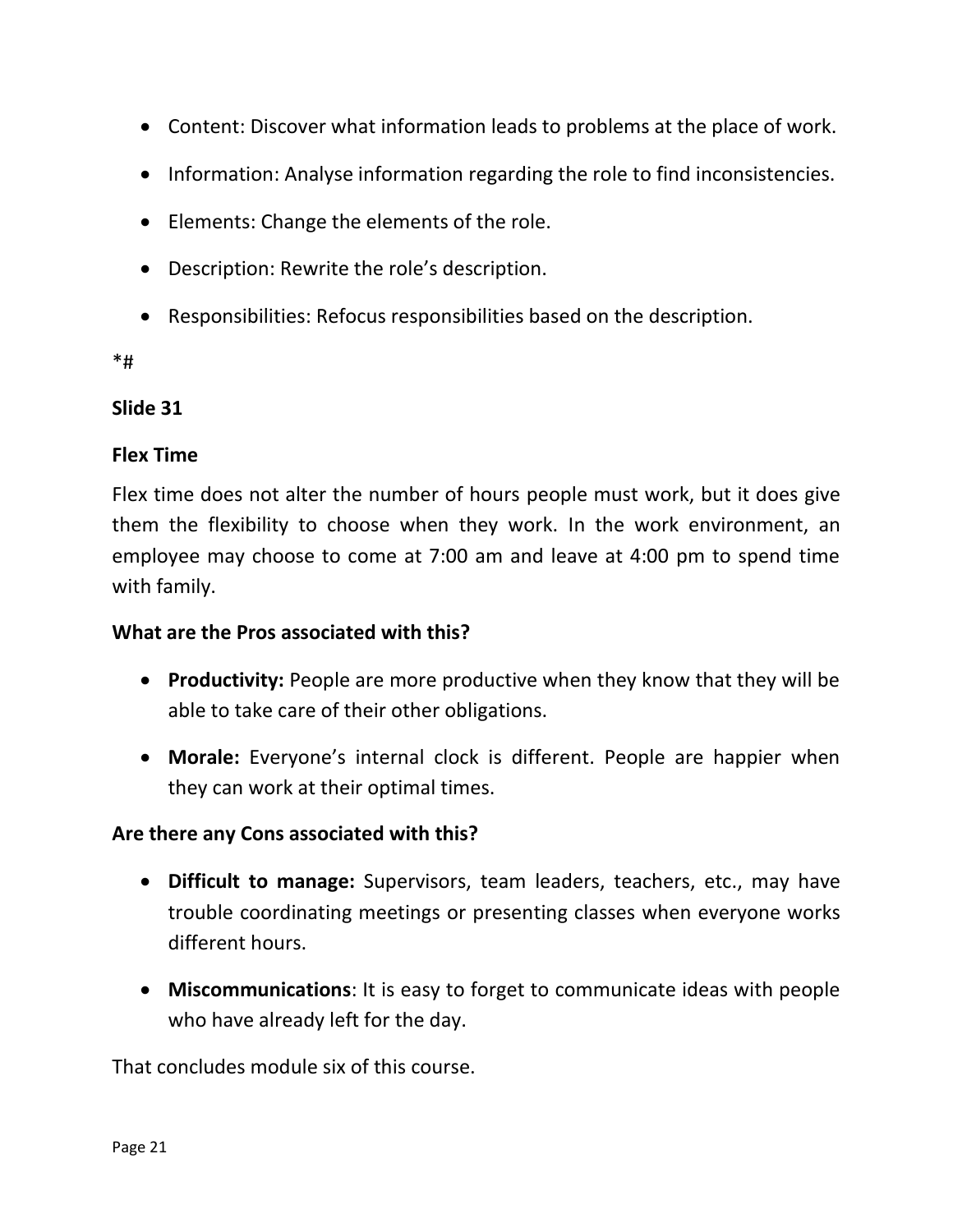- Content: Discover what information leads to problems at the place of work.
- Information: Analyse information regarding the role to find inconsistencies.
- Elements: Change the elements of the role.
- Description: Rewrite the role's description.
- Responsibilities: Refocus responsibilities based on the description.

*#

**Slide 31**

**Flex Time**

Flex time does not alter the number of hours people must work, but it does give them the flexibility to choose when they work. In the work environment, an employee may choose to come at 7:00 am and leave at 4:00 pm to spend time with family.

**What are the Pros associated with this?**

- **Productivity:** People are more productive when they know that they will be able to take care of their other obligations.
- **Morale:** Everyone's internal clock is different. People are happier when they can work at their optimal times.

**Are there any Cons associated with this?**

- **Difficult to manage:** Supervisors, team leaders, teachers, etc., may have trouble coordinating meetings or presenting classes when everyone works different hours.
- **Miscommunications**: It is easy to forget to communicate ideas with people who have already left for the day.

That concludes module six of this course.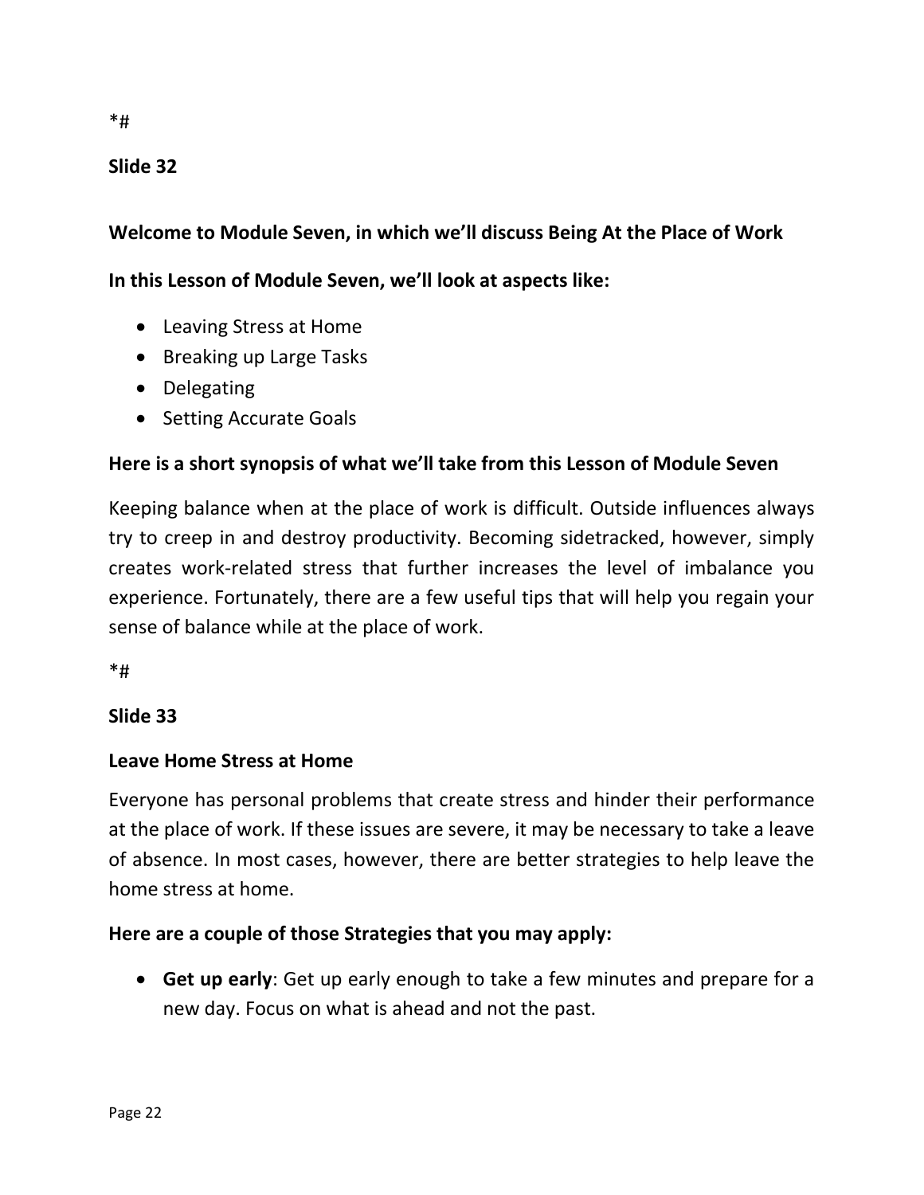*#

**Slide 32**

**Welcome to Module Seven, in which we'll discuss Being At the Place of Work**

**In this Lesson of Module Seven, we'll look at aspects like:**

- Leaving Stress at Home
- Breaking up Large Tasks
- Delegating
- Setting Accurate Goals

**Here is a short synopsis of what we'll take from this Lesson of Module Seven**

Keeping balance when at the place of work is difficult. Outside influences always try to creep in and destroy productivity. Becoming sidetracked, however, simply creates work-related stress that further increases the level of imbalance you experience. Fortunately, there are a few useful tips that will help you regain your sense of balance while at the place of work.

*#

**Slide 33**

**Leave Home Stress at Home**

Everyone has personal problems that create stress and hinder their performance at the place of work. If these issues are severe, it may be necessary to take a leave of absence. In most cases, however, there are better strategies to help leave the home stress at home.

**Here are a couple of those Strategies that you may apply:**

- **Get up early**: Get up early enough to take a few minutes and prepare for a new day. Focus on what is ahead and not the past.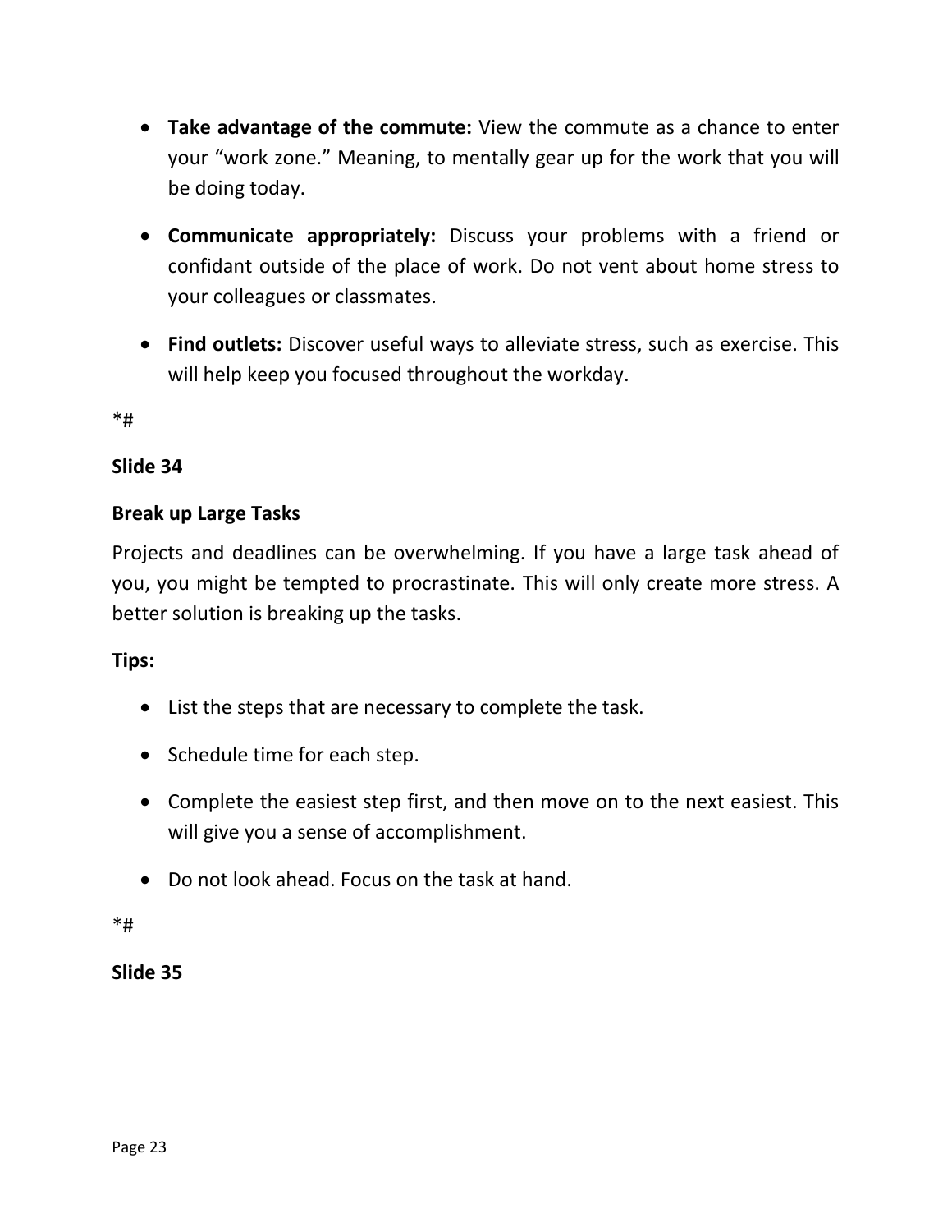- **Take advantage of the commute:** View the commute as a chance to enter your "work zone." Meaning, to mentally gear up for the work that you will be doing today.

- **Communicate appropriately:** Discuss your problems with a friend or confidant outside of the place of work. Do not vent about home stress to your colleagues or classmates.

- **Find outlets:** Discover useful ways to alleviate stress, such as exercise. This will help keep you focused throughout the workday.

*#

**Slide 34**

**Break up Large Tasks**

Projects and deadlines can be overwhelming. If you have a large task ahead of you, you might be tempted to procrastinate. This will only create more stress. A better solution is breaking up the tasks.

**Tips:**

- List the steps that are necessary to complete the task.

- Schedule time for each step.

- Complete the easiest step first, and then move on to the next easiest. This will give you a sense of accomplishment.

- Do not look ahead. Focus on the task at hand.

*#

**Slide 35**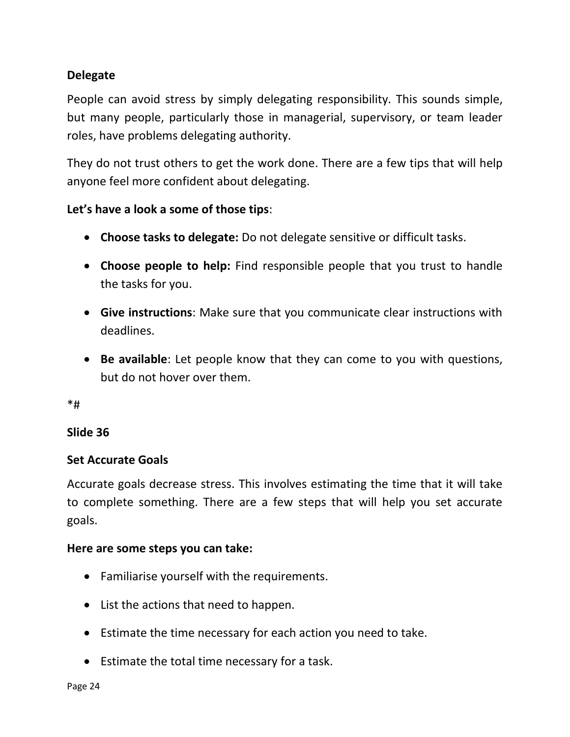**Delegate**

People can avoid stress by simply delegating responsibility. This sounds simple, but many people, particularly those in managerial, supervisory, or team leader roles, have problems delegating authority.

They do not trust others to get the work done. There are a few tips that will help anyone feel more confident about delegating.

**Let's have a look a some of those tips**:

- **Choose tasks to delegate:** Do not delegate sensitive or difficult tasks.
- **Choose people to help:** Find responsible people that you trust to handle the tasks for you.
- **Give instructions**: Make sure that you communicate clear instructions with deadlines.
- **Be available**: Let people know that they can come to you with questions, but do not hover over them.

*#

**Slide 36**

**Set Accurate Goals**

Accurate goals decrease stress. This involves estimating the time that it will take to complete something. There are a few steps that will help you set accurate goals.

**Here are some steps you can take:**

- Familiarise yourself with the requirements.
- List the actions that need to happen.
- Estimate the time necessary for each action you need to take.
- Estimate the total time necessary for a task.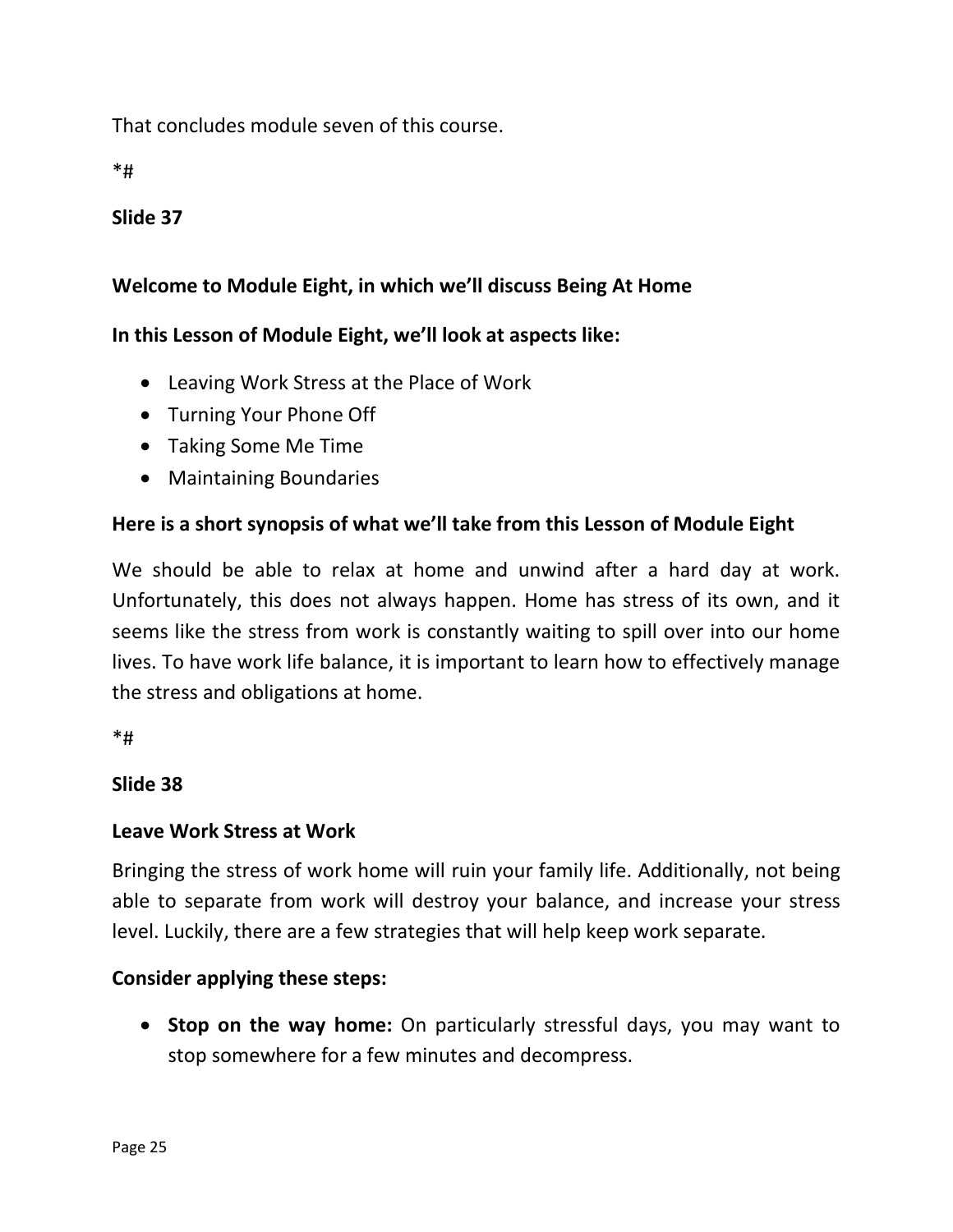That concludes module seven of this course.

*#

**Slide 37**

**Welcome to Module Eight, in which we'll discuss Being At Home**

**In this Lesson of Module Eight, we'll look at aspects like:**

- Leaving Work Stress at the Place of Work
- Turning Your Phone Off
- Taking Some Me Time
- Maintaining Boundaries

**Here is a short synopsis of what we'll take from this Lesson of Module Eight**

We should be able to relax at home and unwind after a hard day at work. Unfortunately, this does not always happen. Home has stress of its own, and it seems like the stress from work is constantly waiting to spill over into our home lives. To have work life balance, it is important to learn how to effectively manage the stress and obligations at home.

*#

**Slide 38**

**Leave Work Stress at Work**

Bringing the stress of work home will ruin your family life. Additionally, not being able to separate from work will destroy your balance, and increase your stress level. Luckily, there are a few strategies that will help keep work separate.

**Consider applying these steps:**

- **Stop on the way home:** On particularly stressful days, you may want to stop somewhere for a few minutes and decompress.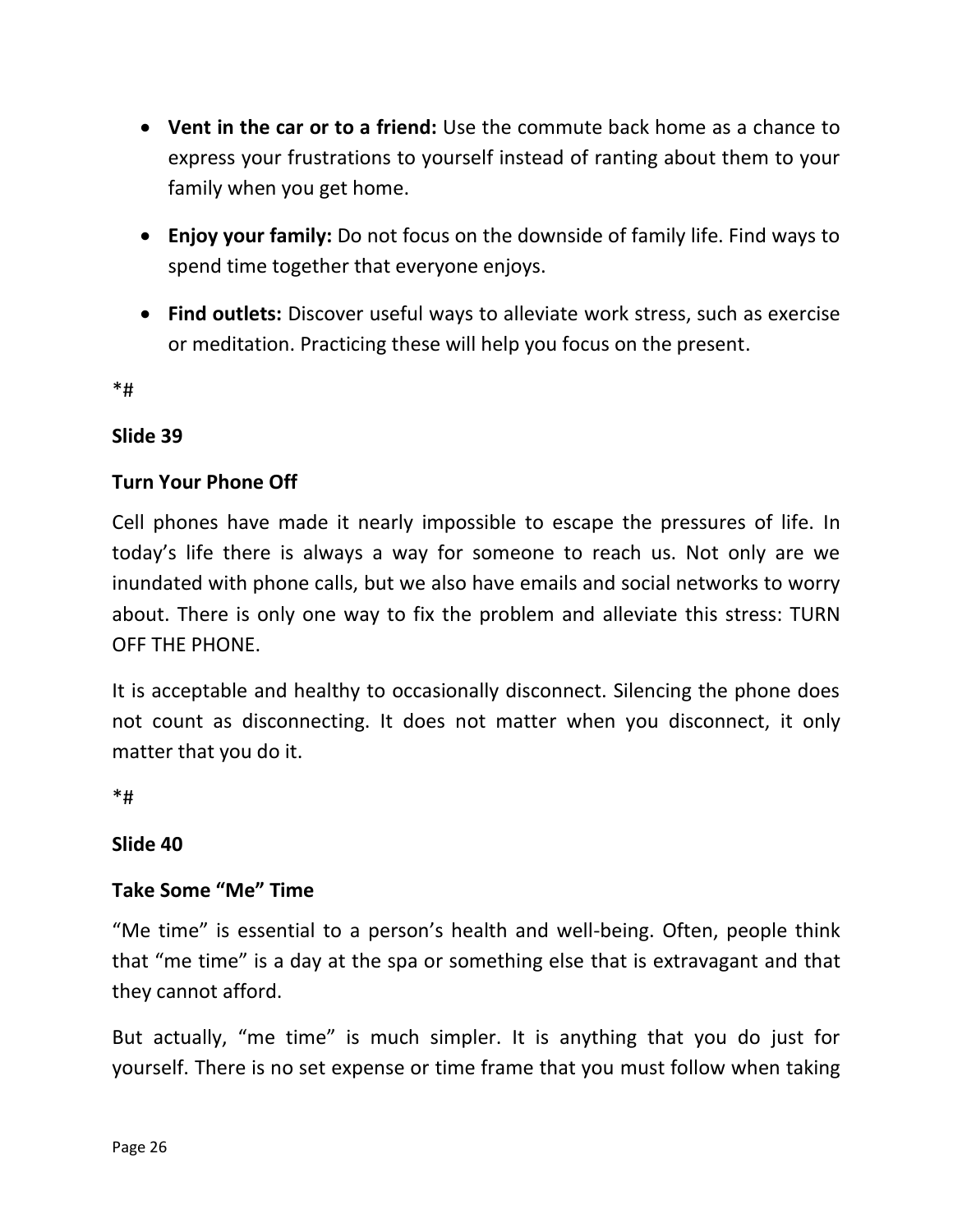- **Vent in the car or to a friend:** Use the commute back home as a chance to express your frustrations to yourself instead of ranting about them to your family when you get home.
- **Enjoy your family:** Do not focus on the downside of family life. Find ways to spend time together that everyone enjoys.
- **Find outlets:** Discover useful ways to alleviate work stress, such as exercise or meditation. Practicing these will help you focus on the present.

*#

**Slide 39**

**Turn Your Phone Off**

Cell phones have made it nearly impossible to escape the pressures of life. In today's life there is always a way for someone to reach us. Not only are we inundated with phone calls, but we also have emails and social networks to worry about. There is only one way to fix the problem and alleviate this stress: TURN OFF THE PHONE.

It is acceptable and healthy to occasionally disconnect. Silencing the phone does not count as disconnecting. It does not matter when you disconnect, it only matter that you do it.

*#

**Slide 40**

**Take Some "Me" Time**

"Me time" is essential to a person's health and well-being. Often, people think that "me time" is a day at the spa or something else that is extravagant and that they cannot afford.

But actually, "me time" is much simpler. It is anything that you do just for yourself. There is no set expense or time frame that you must follow when taking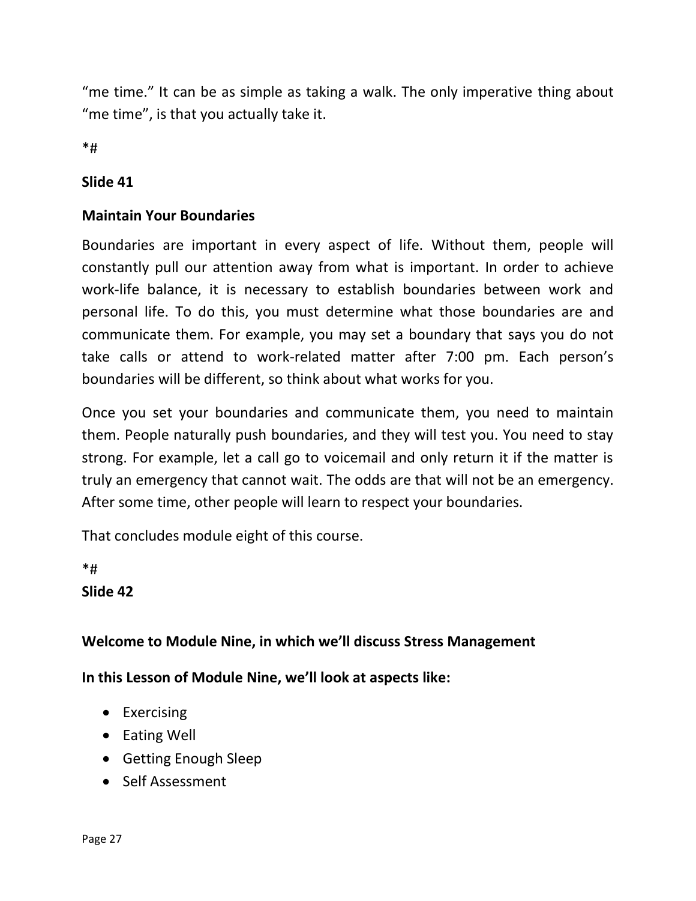"me time." It can be as simple as taking a walk. The only imperative thing about "me time", is that you actually take it.

*#

**Slide 41**

**Maintain Your Boundaries**

Boundaries are important in every aspect of life. Without them, people will constantly pull our attention away from what is important. In order to achieve work-life balance, it is necessary to establish boundaries between work and personal life. To do this, you must determine what those boundaries are and communicate them. For example, you may set a boundary that says you do not take calls or attend to work-related matter after 7:00 pm. Each person's boundaries will be different, so think about what works for you.

Once you set your boundaries and communicate them, you need to maintain them. People naturally push boundaries, and they will test you. You need to stay strong. For example, let a call go to voicemail and only return it if the matter is truly an emergency that cannot wait. The odds are that will not be an emergency. After some time, other people will learn to respect your boundaries.

That concludes module eight of this course.

*#

**Slide 42**

**Welcome to Module Nine, in which we'll discuss Stress Management**

**In this Lesson of Module Nine, we'll look at aspects like:**

- Exercising
- Eating Well
- Getting Enough Sleep
- Self Assessment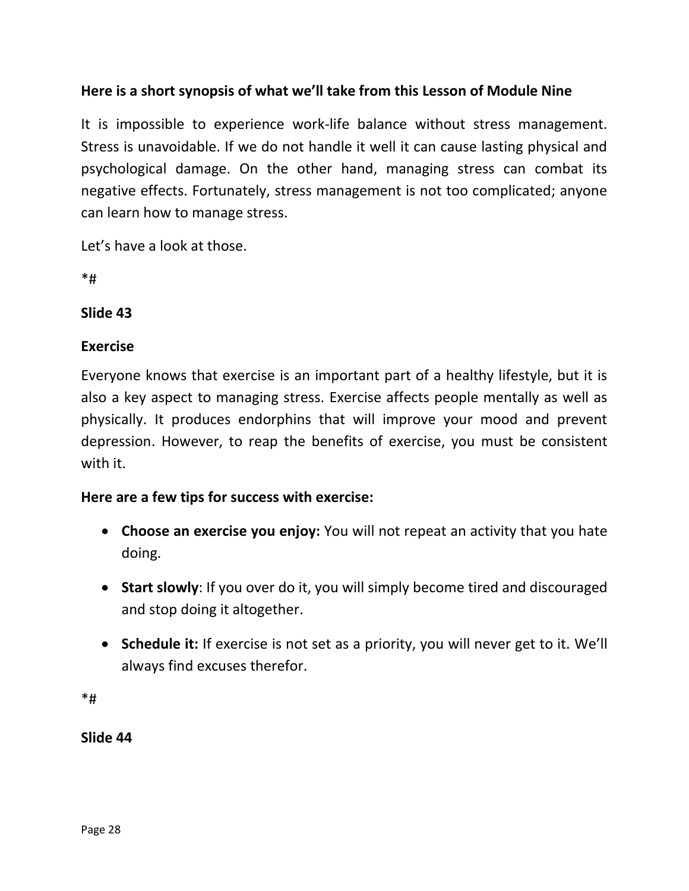**Here is a short synopsis of what we'll take from this Lesson of Module Nine**

It is impossible to experience work-life balance without stress management. Stress is unavoidable. If we do not handle it well it can cause lasting physical and psychological damage. On the other hand, managing stress can combat its negative effects. Fortunately, stress management is not too complicated; anyone can learn how to manage stress.

Let's have a look at those.

*#

**Slide 43**

**Exercise**

Everyone knows that exercise is an important part of a healthy lifestyle, but it is also a key aspect to managing stress. Exercise affects people mentally as well as physically. It produces endorphins that will improve your mood and prevent depression. However, to reap the benefits of exercise, you must be consistent with it.

**Here are a few tips for success with exercise:**

- **Choose an exercise you enjoy:** You will not repeat an activity that you hate doing.
- **Start slowly**: If you over do it, you will simply become tired and discouraged and stop doing it altogether.
- **Schedule it:** If exercise is not set as a priority, you will never get to it. We'll always find excuses therefor.

*#

**Slide 44**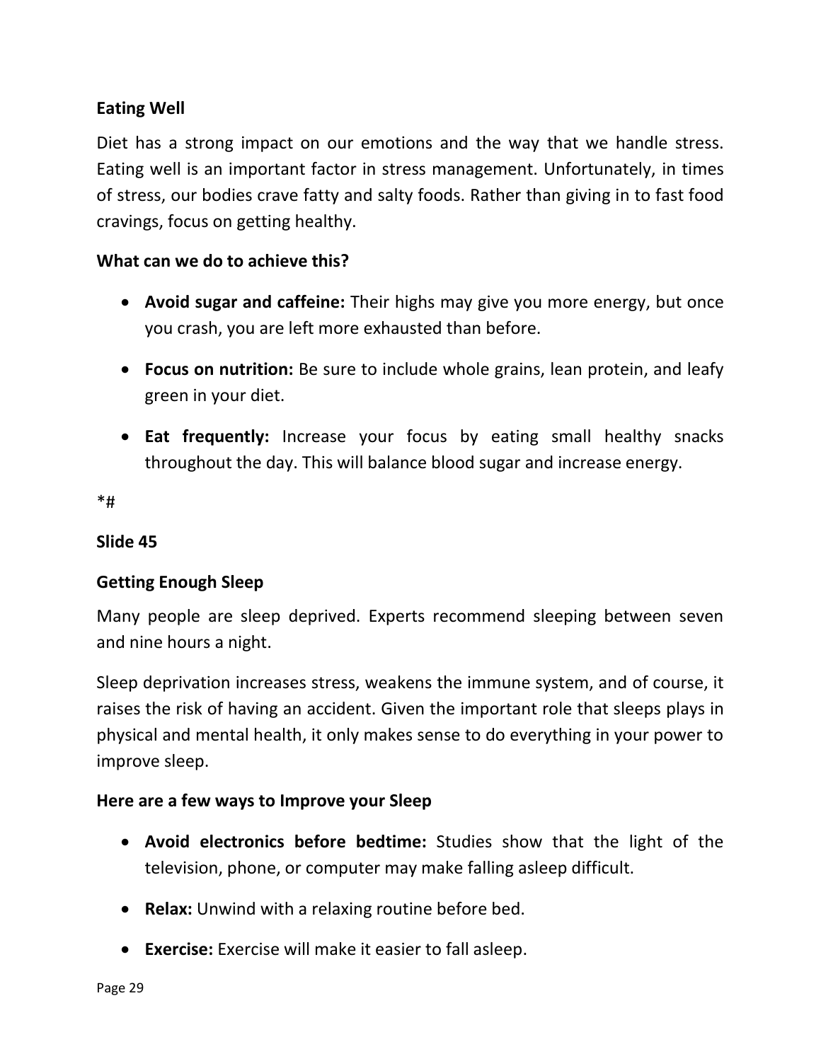**Eating Well**

Diet has a strong impact on our emotions and the way that we handle stress. Eating well is an important factor in stress management. Unfortunately, in times of stress, our bodies crave fatty and salty foods. Rather than giving in to fast food cravings, focus on getting healthy.

**What can we do to achieve this?**

- **Avoid sugar and caffeine:** Their highs may give you more energy, but once you crash, you are left more exhausted than before.
- **Focus on nutrition:** Be sure to include whole grains, lean protein, and leafy green in your diet.
- **Eat frequently:** Increase your focus by eating small healthy snacks throughout the day. This will balance blood sugar and increase energy.

*#

**Slide 45**

**Getting Enough Sleep**

Many people are sleep deprived. Experts recommend sleeping between seven and nine hours a night.

Sleep deprivation increases stress, weakens the immune system, and of course, it raises the risk of having an accident. Given the important role that sleeps plays in physical and mental health, it only makes sense to do everything in your power to improve sleep.

**Here are a few ways to Improve your Sleep**

- **Avoid electronics before bedtime:** Studies show that the light of the television, phone, or computer may make falling asleep difficult.
- **Relax:** Unwind with a relaxing routine before bed.
- **Exercise:** Exercise will make it easier to fall asleep.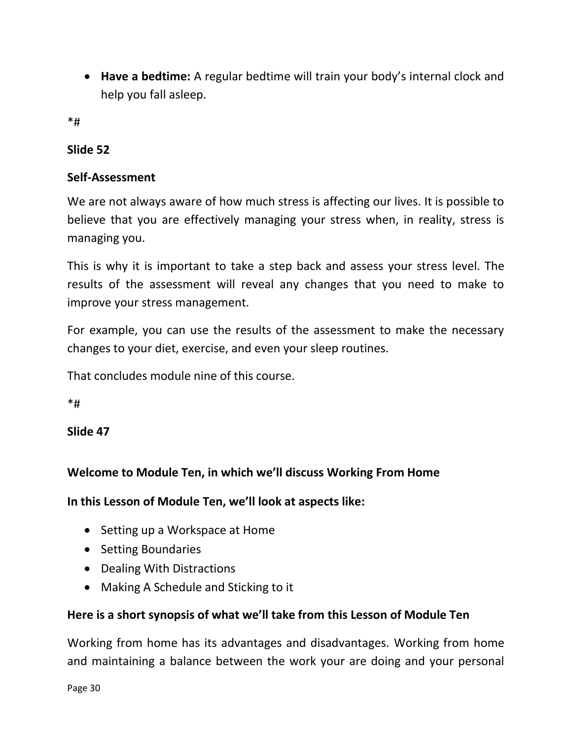- **Have a bedtime:** A regular bedtime will train your body's internal clock and help you fall asleep.

*#

**Slide 52**

**Self-Assessment**

We are not always aware of how much stress is affecting our lives. It is possible to believe that you are effectively managing your stress when, in reality, stress is managing you.

This is why it is important to take a step back and assess your stress level. The results of the assessment will reveal any changes that you need to make to improve your stress management.

For example, you can use the results of the assessment to make the necessary changes to your diet, exercise, and even your sleep routines.

That concludes module nine of this course.

*#

**Slide 47**

**Welcome to Module Ten, in which we'll discuss Working From Home**

**In this Lesson of Module Ten, we'll look at aspects like:**

- Setting up a Workspace at Home
- Setting Boundaries
- Dealing With Distractions
- Making A Schedule and Sticking to it

**Here is a short synopsis of what we'll take from this Lesson of Module Ten**

Working from home has its advantages and disadvantages. Working from home and maintaining a balance between the work your are doing and your personal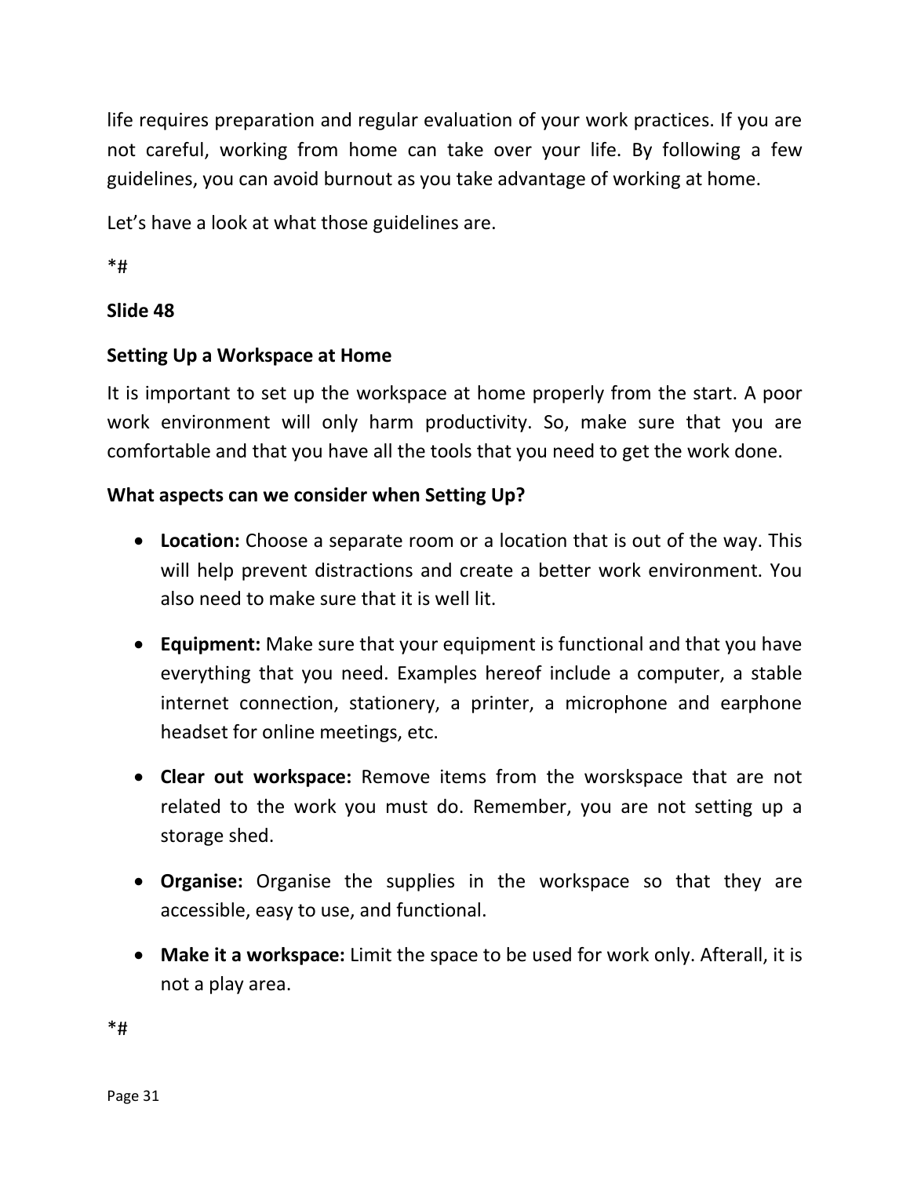life requires preparation and regular evaluation of your work practices. If you are not careful, working from home can take over your life. By following a few guidelines, you can avoid burnout as you take advantage of working at home.

Let's have a look at what those guidelines are.

*#

**Slide 48**

**Setting Up a Workspace at Home**

It is important to set up the workspace at home properly from the start. A poor work environment will only harm productivity. So, make sure that you are comfortable and that you have all the tools that you need to get the work done.

**What aspects can we consider when Setting Up?**

- **Location:** Choose a separate room or a location that is out of the way. This will help prevent distractions and create a better work environment. You also need to make sure that it is well lit.
- **Equipment:** Make sure that your equipment is functional and that you have everything that you need. Examples hereof include a computer, a stable internet connection, stationery, a printer, a microphone and earphone headset for online meetings, etc.
- **Clear out workspace:** Remove items from the worskspace that are not related to the work you must do. Remember, you are not setting up a storage shed.
- **Organise:** Organise the supplies in the workspace so that they are accessible, easy to use, and functional.
- **Make it a workspace:** Limit the space to be used for work only. Afterall, it is not a play area.

*#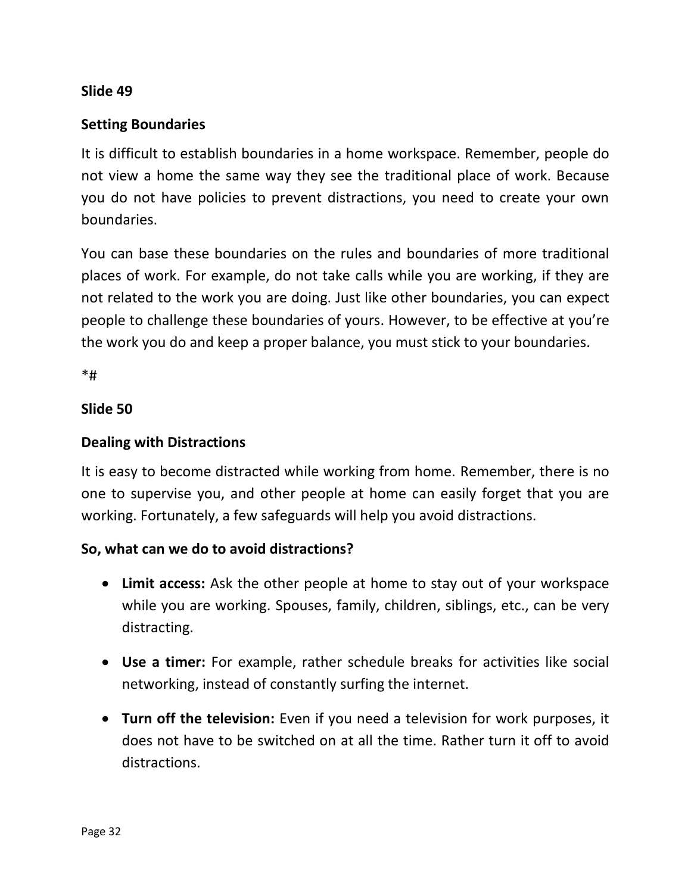**Slide 49**

**Setting Boundaries**

It is difficult to establish boundaries in a home workspace. Remember, people do not view a home the same way they see the traditional place of work. Because you do not have policies to prevent distractions, you need to create your own boundaries.

You can base these boundaries on the rules and boundaries of more traditional places of work. For example, do not take calls while you are working, if they are not related to the work you are doing. Just like other boundaries, you can expect people to challenge these boundaries of yours. However, to be effective at you're the work you do and keep a proper balance, you must stick to your boundaries.

*#

**Slide 50**

**Dealing with Distractions**

It is easy to become distracted while working from home. Remember, there is no one to supervise you, and other people at home can easily forget that you are working. Fortunately, a few safeguards will help you avoid distractions.

**So, what can we do to avoid distractions?**

- **Limit access:** Ask the other people at home to stay out of your workspace while you are working. Spouses, family, children, siblings, etc., can be very distracting.
- **Use a timer:** For example, rather schedule breaks for activities like social networking, instead of constantly surfing the internet.
- **Turn off the television:** Even if you need a television for work purposes, it does not have to be switched on at all the time. Rather turn it off to avoid distractions.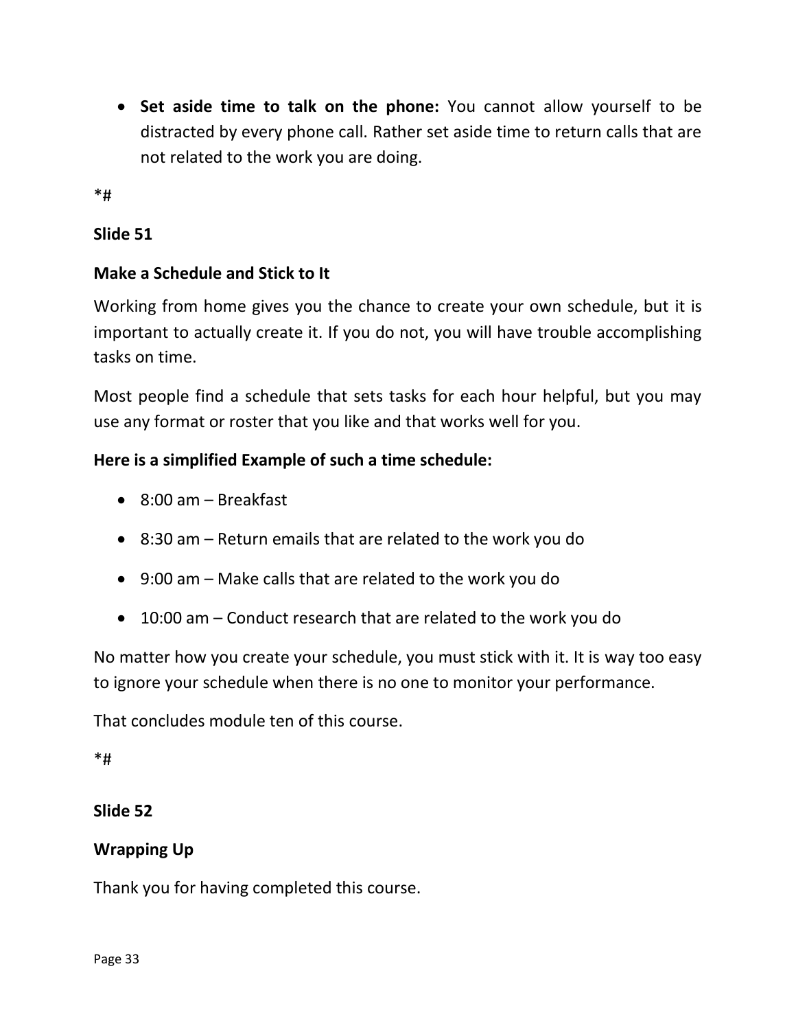- **Set aside time to talk on the phone:** You cannot allow yourself to be distracted by every phone call. Rather set aside time to return calls that are not related to the work you are doing.

*#

**Slide 51**

**Make a Schedule and Stick to It**

Working from home gives you the chance to create your own schedule, but it is important to actually create it. If you do not, you will have trouble accomplishing tasks on time.

Most people find a schedule that sets tasks for each hour helpful, but you may use any format or roster that you like and that works well for you.

**Here is a simplified Example of such a time schedule:**

- 8:00 am – Breakfast
- 8:30 am – Return emails that are related to the work you do
- 9:00 am – Make calls that are related to the work you do
- 10:00 am – Conduct research that are related to the work you do

No matter how you create your schedule, you must stick with it. It is way too easy to ignore your schedule when there is no one to monitor your performance.

That concludes module ten of this course.

*#

**Slide 52**

**Wrapping Up**

Thank you for having completed this course.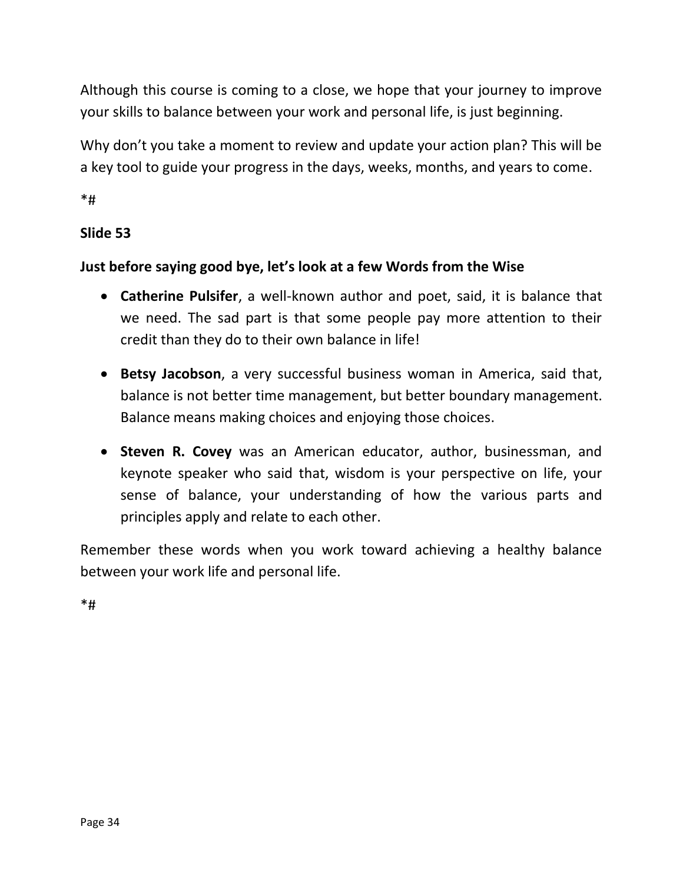Although this course is coming to a close, we hope that your journey to improve your skills to balance between your work and personal life, is just beginning.

Why don't you take a moment to review and update your action plan? This will be a key tool to guide your progress in the days, weeks, months, and years to come.

*#

**Slide 53**

**Just before saying good bye, let's look at a few Words from the Wise**

- **Catherine Pulsifer**, a well-known author and poet, said, it is balance that we need. The sad part is that some people pay more attention to their credit than they do to their own balance in life!
- **Betsy Jacobson**, a very successful business woman in America, said that, balance is not better time management, but better boundary management. Balance means making choices and enjoying those choices.
- **Steven R. Covey** was an American educator, author, businessman, and keynote speaker who said that, wisdom is your perspective on life, your sense of balance, your understanding of how the various parts and principles apply and relate to each other.

Remember these words when you work toward achieving a healthy balance between your work life and personal life.

*#